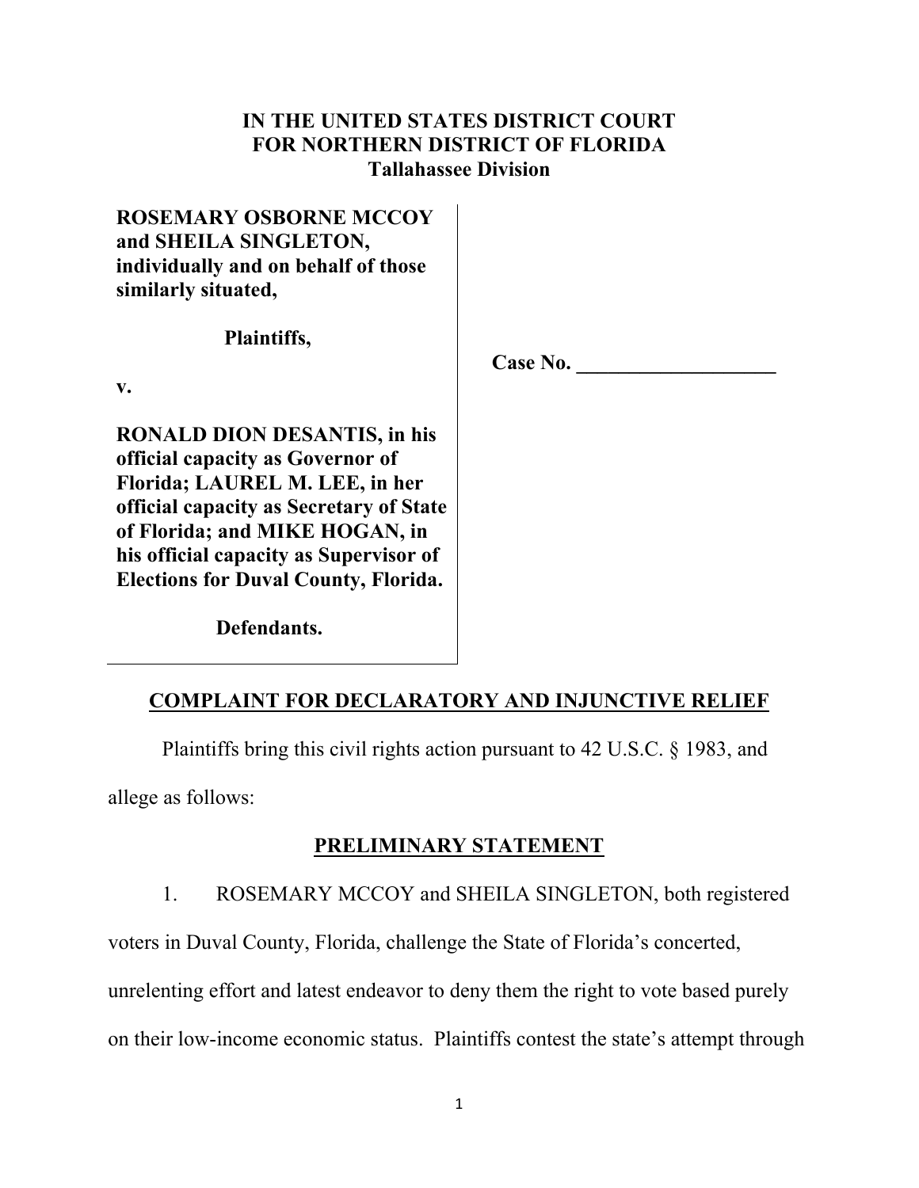**IN THE UNITED STATES DISTRICT COURT**
**FOR NORTHERN DISTRICT OF FLORIDA**
**Tallahassee Division**

| | |
|---|---|
| **ROSEMARY OSBORNE MCCOY and SHEILA SINGLETON, individually and on behalf of those similarly situated,**<br><br>**Plaintiffs,**<br><br>**v.**<br><br>**RONALD DION DESANTIS, in his official capacity as Governor of Florida; LAUREL M. LEE, in her official capacity as Secretary of State of Florida; and MIKE HOGAN, in his official capacity as Supervisor of Elections for Duval County, Florida.**<br><br>**Defendants.** | **Case No. \_\_\_\_\_\_\_\_\_\_\_\_\_\_\_\_\_\_\_** |

## COMPLAINT FOR DECLARATORY AND INJUNCTIVE RELIEF

Plaintiffs bring this civil rights action pursuant to 42 U.S.C. § 1983, and allege as follows:

## PRELIMINARY STATEMENT

1. ROSEMARY MCCOY and SHEILA SINGLETON, both registered voters in Duval County, Florida, challenge the State of Florida's concerted, unrelenting effort and latest endeavor to deny them the right to vote based purely on their low-income economic status. Plaintiffs contest the state's attempt through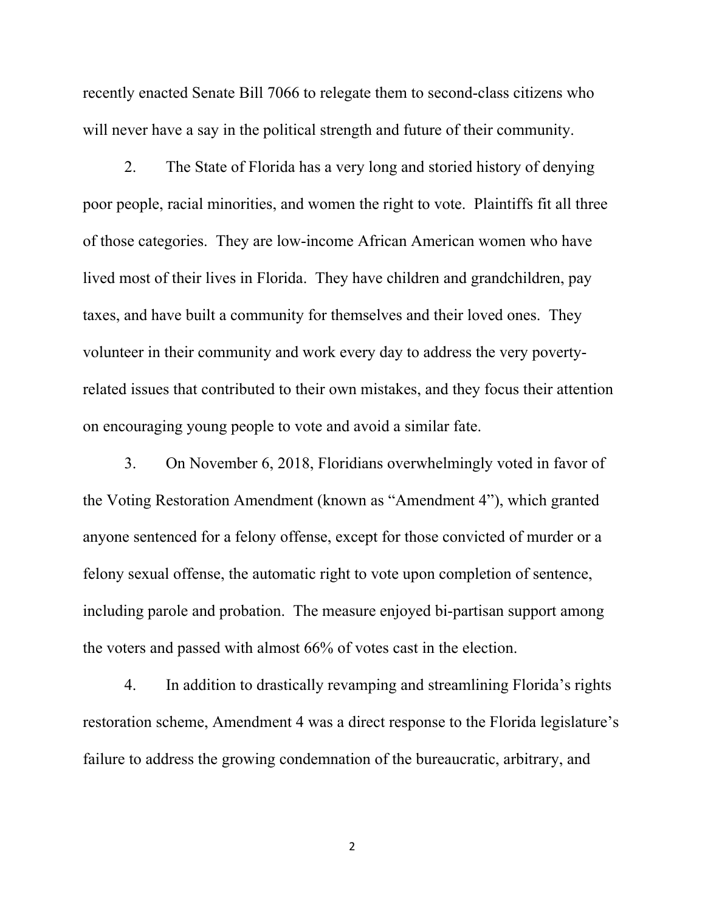recently enacted Senate Bill 7066 to relegate them to second-class citizens who will never have a say in the political strength and future of their community.

2. The State of Florida has a very long and storied history of denying poor people, racial minorities, and women the right to vote. Plaintiffs fit all three of those categories. They are low-income African American women who have lived most of their lives in Florida. They have children and grandchildren, pay taxes, and have built a community for themselves and their loved ones. They volunteer in their community and work every day to address the very poverty-related issues that contributed to their own mistakes, and they focus their attention on encouraging young people to vote and avoid a similar fate.

3. On November 6, 2018, Floridians overwhelmingly voted in favor of the Voting Restoration Amendment (known as "Amendment 4"), which granted anyone sentenced for a felony offense, except for those convicted of murder or a felony sexual offense, the automatic right to vote upon completion of sentence, including parole and probation. The measure enjoyed bi-partisan support among the voters and passed with almost 66% of votes cast in the election.

4. In addition to drastically revamping and streamlining Florida's rights restoration scheme, Amendment 4 was a direct response to the Florida legislature's failure to address the growing condemnation of the bureaucratic, arbitrary, and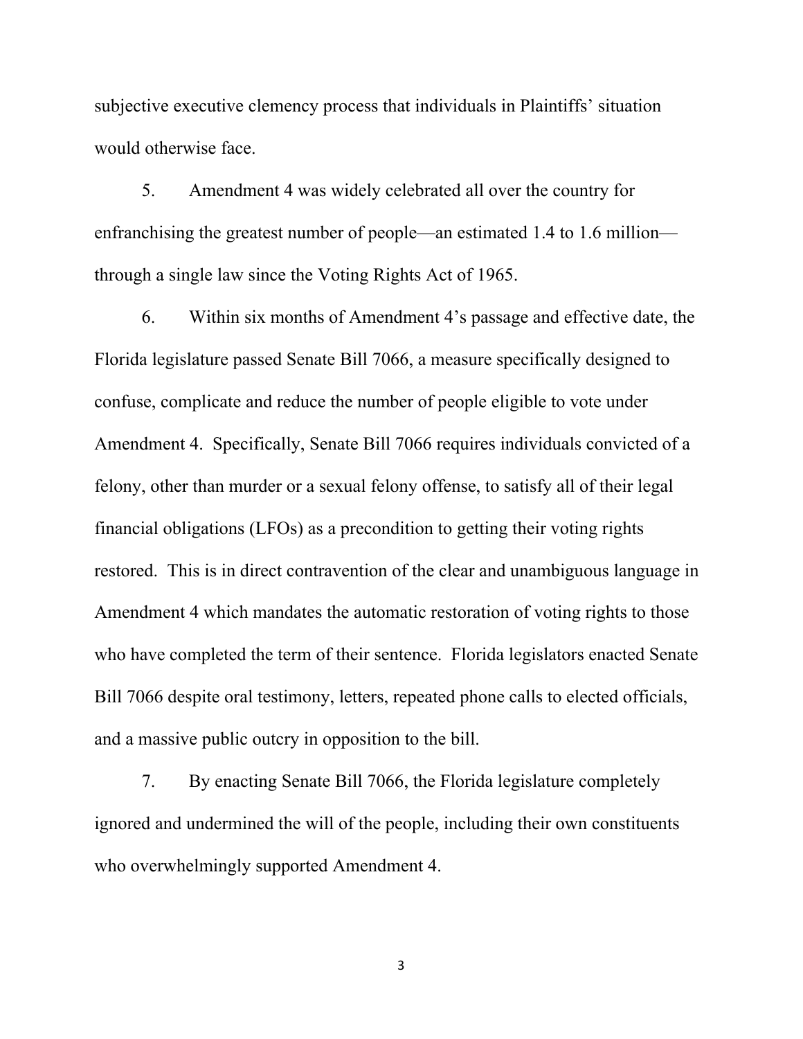subjective executive clemency process that individuals in Plaintiffs' situation would otherwise face.

5. Amendment 4 was widely celebrated all over the country for enfranchising the greatest number of people—an estimated 1.4 to 1.6 million—through a single law since the Voting Rights Act of 1965.

6. Within six months of Amendment 4's passage and effective date, the Florida legislature passed Senate Bill 7066, a measure specifically designed to confuse, complicate and reduce the number of people eligible to vote under Amendment 4. Specifically, Senate Bill 7066 requires individuals convicted of a felony, other than murder or a sexual felony offense, to satisfy all of their legal financial obligations (LFOs) as a precondition to getting their voting rights restored. This is in direct contravention of the clear and unambiguous language in Amendment 4 which mandates the automatic restoration of voting rights to those who have completed the term of their sentence. Florida legislators enacted Senate Bill 7066 despite oral testimony, letters, repeated phone calls to elected officials, and a massive public outcry in opposition to the bill.

7. By enacting Senate Bill 7066, the Florida legislature completely ignored and undermined the will of the people, including their own constituents who overwhelmingly supported Amendment 4.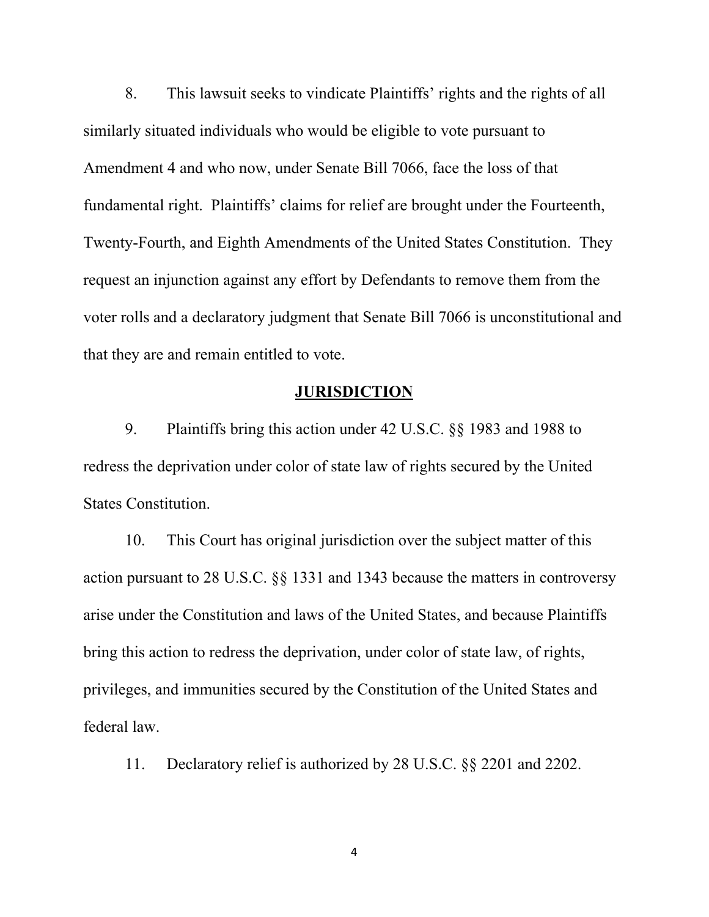8. This lawsuit seeks to vindicate Plaintiffs' rights and the rights of all similarly situated individuals who would be eligible to vote pursuant to Amendment 4 and who now, under Senate Bill 7066, face the loss of that fundamental right. Plaintiffs' claims for relief are brought under the Fourteenth, Twenty-Fourth, and Eighth Amendments of the United States Constitution. They request an injunction against any effort by Defendants to remove them from the voter rolls and a declaratory judgment that Senate Bill 7066 is unconstitutional and that they are and remain entitled to vote.

## JURISDICTION

9. Plaintiffs bring this action under 42 U.S.C. §§ 1983 and 1988 to redress the deprivation under color of state law of rights secured by the United States Constitution.

10. This Court has original jurisdiction over the subject matter of this action pursuant to 28 U.S.C. §§ 1331 and 1343 because the matters in controversy arise under the Constitution and laws of the United States, and because Plaintiffs bring this action to redress the deprivation, under color of state law, of rights, privileges, and immunities secured by the Constitution of the United States and federal law.

11. Declaratory relief is authorized by 28 U.S.C. §§ 2201 and 2202.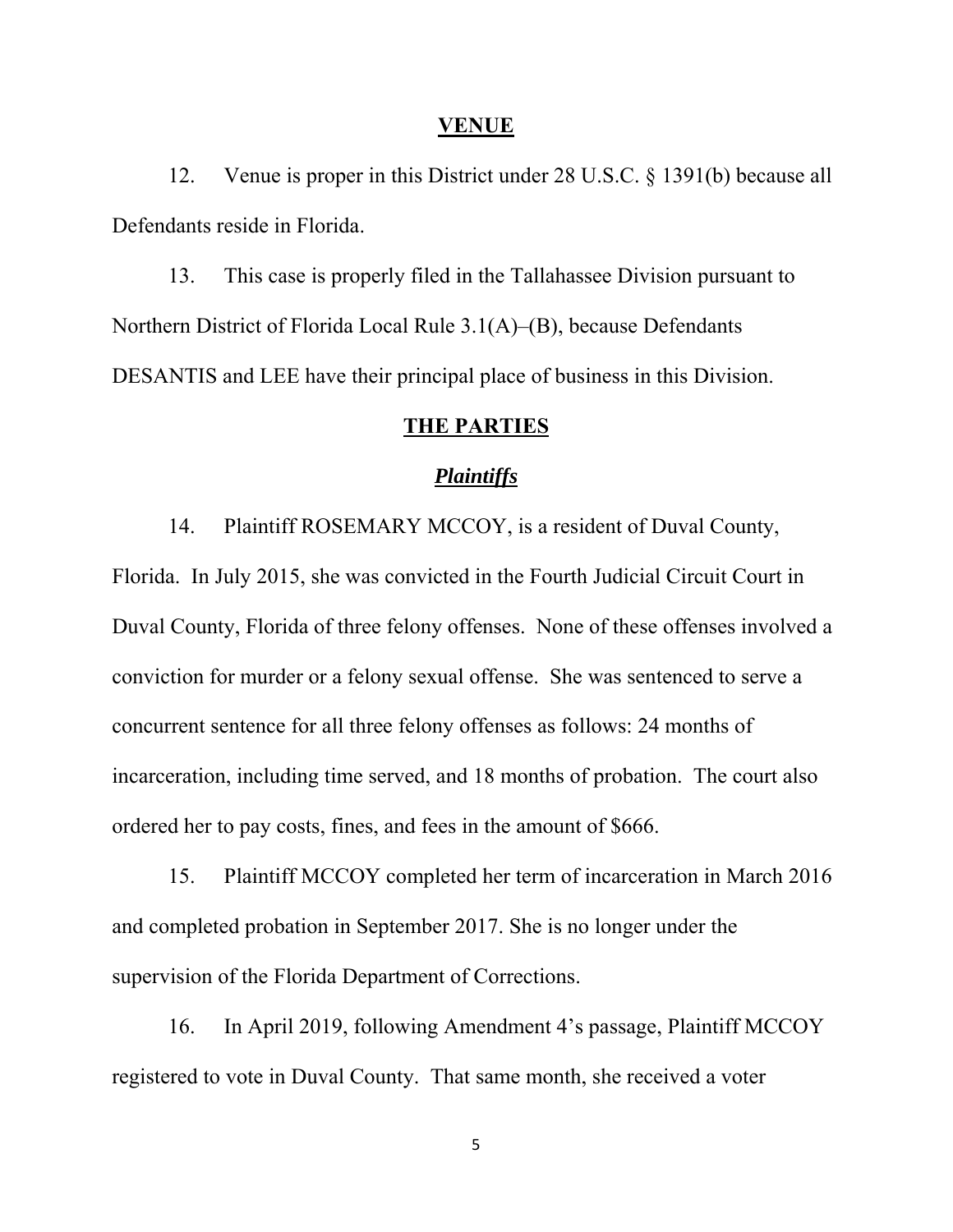## VENUE

12. Venue is proper in this District under 28 U.S.C. § 1391(b) because all Defendants reside in Florida.

13. This case is properly filed in the Tallahassee Division pursuant to Northern District of Florida Local Rule 3.1(A)–(B), because Defendants DESANTIS and LEE have their principal place of business in this Division.

## THE PARTIES

### *Plaintiffs*

14. Plaintiff ROSEMARY MCCOY, is a resident of Duval County, Florida. In July 2015, she was convicted in the Fourth Judicial Circuit Court in Duval County, Florida of three felony offenses. None of these offenses involved a conviction for murder or a felony sexual offense. She was sentenced to serve a concurrent sentence for all three felony offenses as follows: 24 months of incarceration, including time served, and 18 months of probation. The court also ordered her to pay costs, fines, and fees in the amount of $666.

15. Plaintiff MCCOY completed her term of incarceration in March 2016 and completed probation in September 2017. She is no longer under the supervision of the Florida Department of Corrections.

16. In April 2019, following Amendment 4's passage, Plaintiff MCCOY registered to vote in Duval County. That same month, she received a voter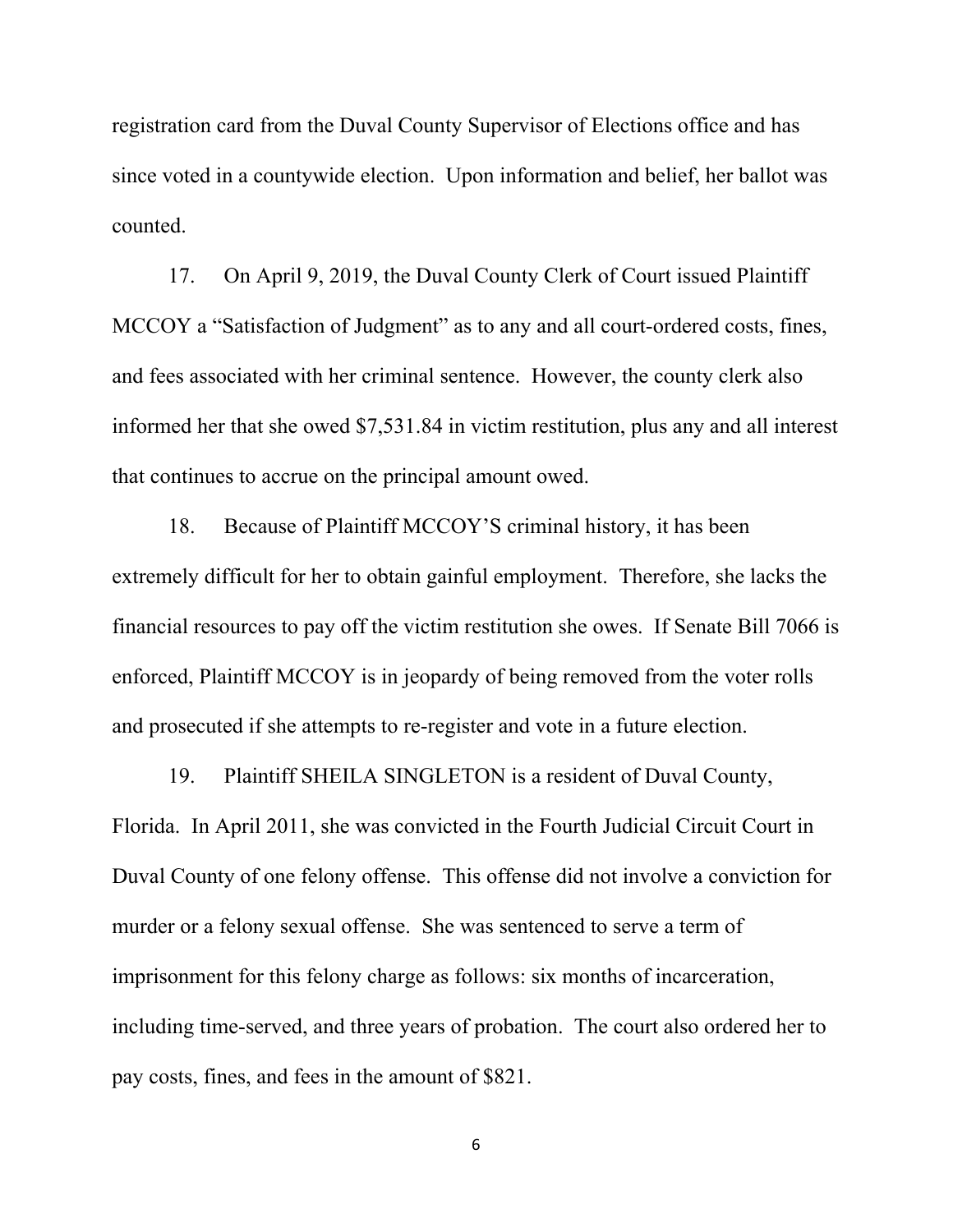registration card from the Duval County Supervisor of Elections office and has since voted in a countywide election. Upon information and belief, her ballot was counted.

17. On April 9, 2019, the Duval County Clerk of Court issued Plaintiff MCCOY a "Satisfaction of Judgment" as to any and all court-ordered costs, fines, and fees associated with her criminal sentence. However, the county clerk also informed her that she owed $7,531.84 in victim restitution, plus any and all interest that continues to accrue on the principal amount owed.

18. Because of Plaintiff MCCOY'S criminal history, it has been extremely difficult for her to obtain gainful employment. Therefore, she lacks the financial resources to pay off the victim restitution she owes. If Senate Bill 7066 is enforced, Plaintiff MCCOY is in jeopardy of being removed from the voter rolls and prosecuted if she attempts to re-register and vote in a future election.

19. Plaintiff SHEILA SINGLETON is a resident of Duval County, Florida. In April 2011, she was convicted in the Fourth Judicial Circuit Court in Duval County of one felony offense. This offense did not involve a conviction for murder or a felony sexual offense. She was sentenced to serve a term of imprisonment for this felony charge as follows: six months of incarceration, including time-served, and three years of probation. The court also ordered her to pay costs, fines, and fees in the amount of $821.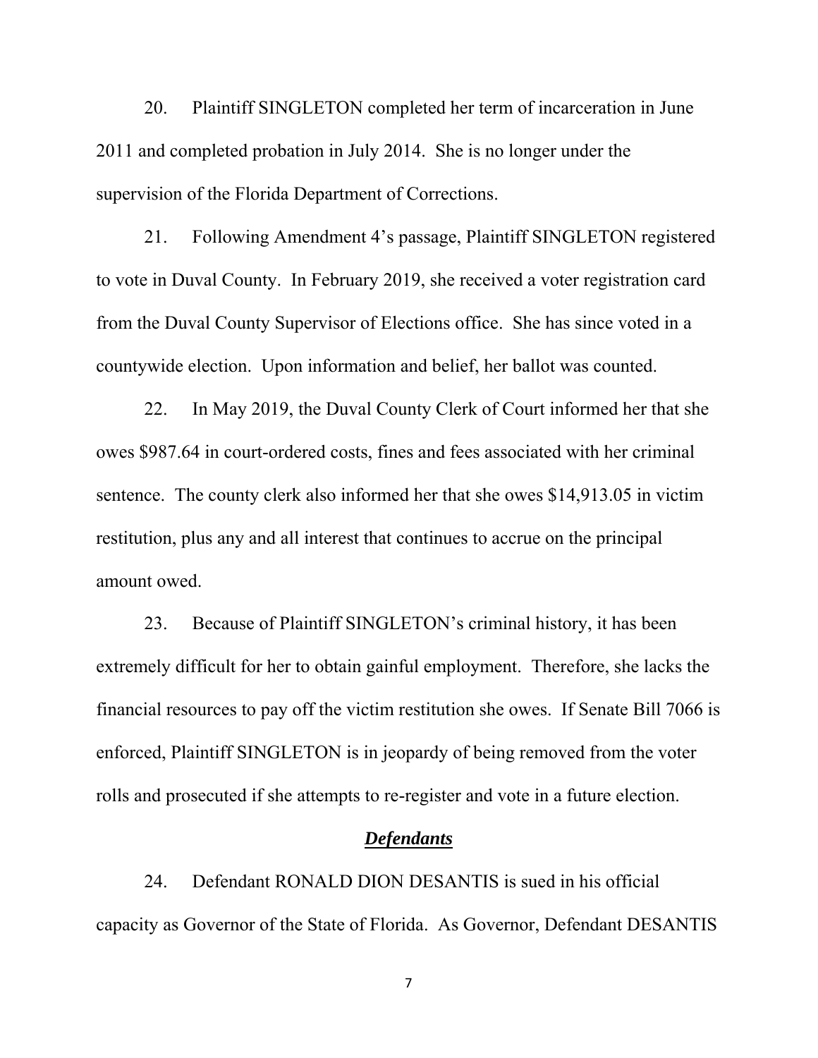20. Plaintiff SINGLETON completed her term of incarceration in June 2011 and completed probation in July 2014. She is no longer under the supervision of the Florida Department of Corrections.

21. Following Amendment 4's passage, Plaintiff SINGLETON registered to vote in Duval County. In February 2019, she received a voter registration card from the Duval County Supervisor of Elections office. She has since voted in a countywide election. Upon information and belief, her ballot was counted.

22. In May 2019, the Duval County Clerk of Court informed her that she owes $987.64 in court-ordered costs, fines and fees associated with her criminal sentence. The county clerk also informed her that she owes $14,913.05 in victim restitution, plus any and all interest that continues to accrue on the principal amount owed.

23. Because of Plaintiff SINGLETON's criminal history, it has been extremely difficult for her to obtain gainful employment. Therefore, she lacks the financial resources to pay off the victim restitution she owes. If Senate Bill 7066 is enforced, Plaintiff SINGLETON is in jeopardy of being removed from the voter rolls and prosecuted if she attempts to re-register and vote in a future election.

***Defendants***

24. Defendant RONALD DION DESANTIS is sued in his official capacity as Governor of the State of Florida. As Governor, Defendant DESANTIS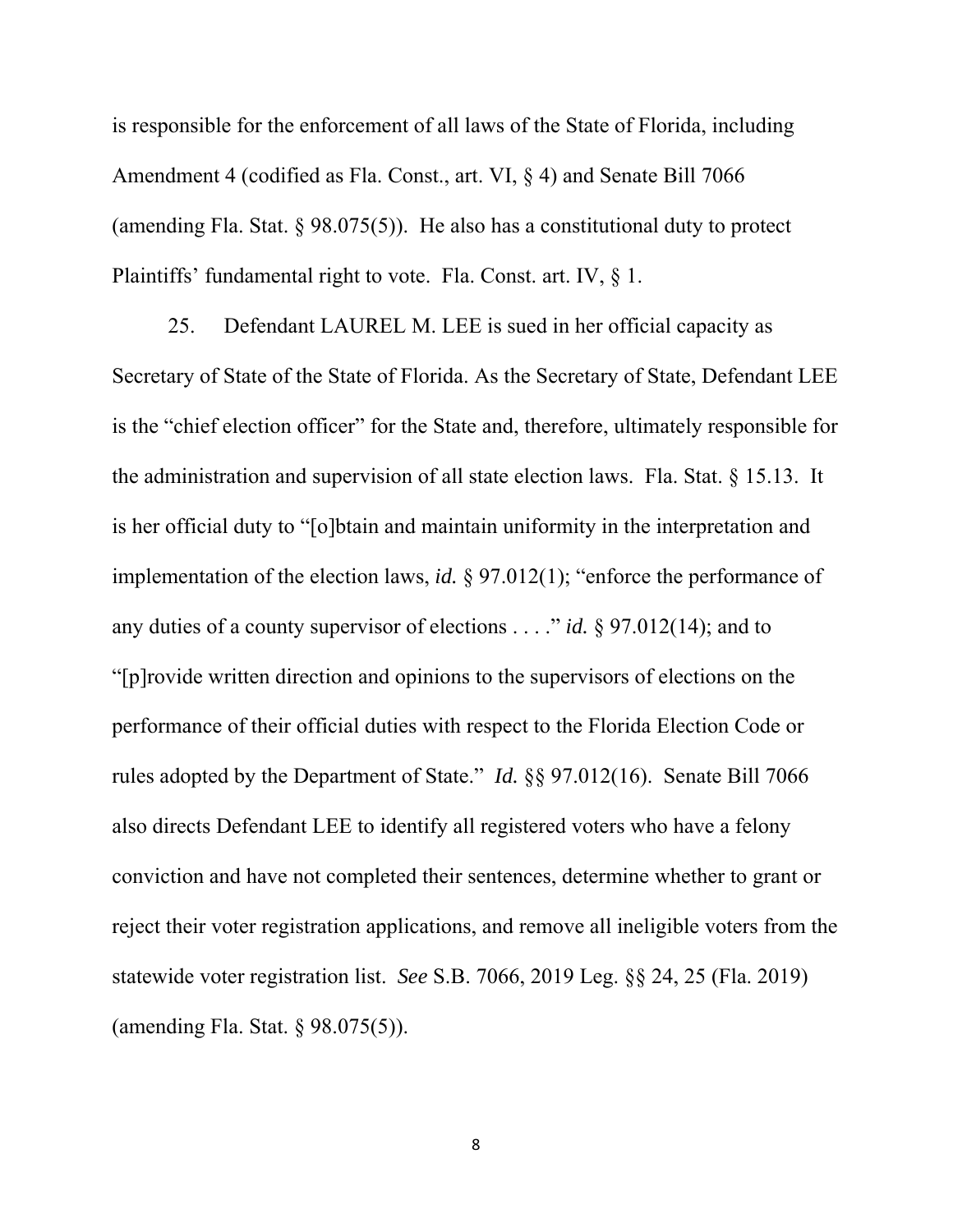is responsible for the enforcement of all laws of the State of Florida, including Amendment 4 (codified as Fla. Const., art. VI, § 4) and Senate Bill 7066 (amending Fla. Stat. § 98.075(5)). He also has a constitutional duty to protect Plaintiffs' fundamental right to vote. Fla. Const. art. IV, § 1.

25. Defendant LAUREL M. LEE is sued in her official capacity as Secretary of State of the State of Florida. As the Secretary of State, Defendant LEE is the "chief election officer" for the State and, therefore, ultimately responsible for the administration and supervision of all state election laws. Fla. Stat. § 15.13. It is her official duty to "[o]btain and maintain uniformity in the interpretation and implementation of the election laws, *id.* § 97.012(1); "enforce the performance of any duties of a county supervisor of elections . . . ." *id.* § 97.012(14); and to "[p]rovide written direction and opinions to the supervisors of elections on the performance of their official duties with respect to the Florida Election Code or rules adopted by the Department of State." *Id.* §§ 97.012(16). Senate Bill 7066 also directs Defendant LEE to identify all registered voters who have a felony conviction and have not completed their sentences, determine whether to grant or reject their voter registration applications, and remove all ineligible voters from the statewide voter registration list. *See* S.B. 7066, 2019 Leg. §§ 24, 25 (Fla. 2019) (amending Fla. Stat. § 98.075(5)).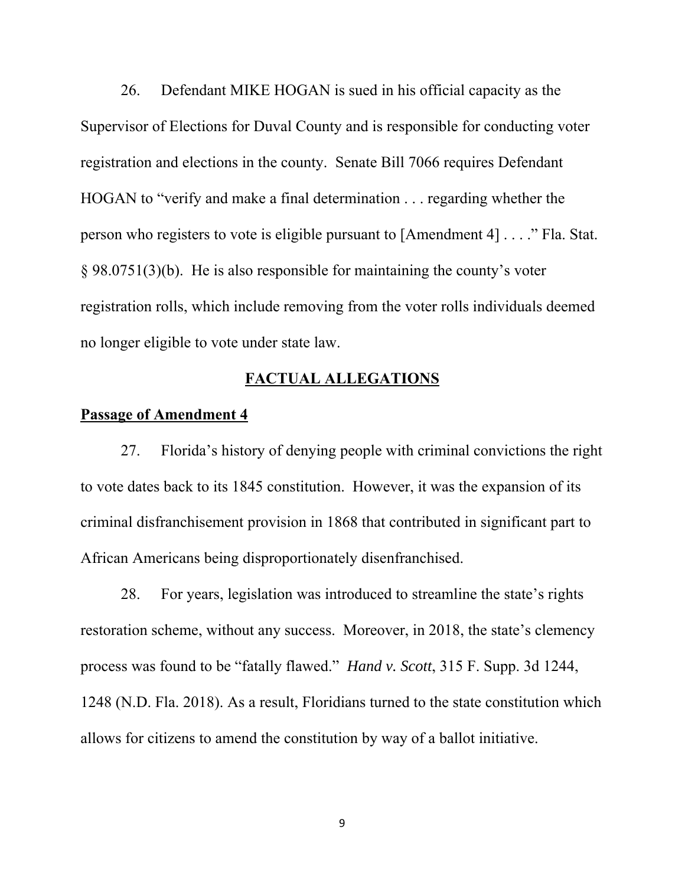26. Defendant MIKE HOGAN is sued in his official capacity as the Supervisor of Elections for Duval County and is responsible for conducting voter registration and elections in the county. Senate Bill 7066 requires Defendant HOGAN to "verify and make a final determination . . . regarding whether the person who registers to vote is eligible pursuant to [Amendment 4] . . . ." Fla. Stat. § 98.0751(3)(b). He is also responsible for maintaining the county's voter registration rolls, which include removing from the voter rolls individuals deemed no longer eligible to vote under state law.

## FACTUAL ALLEGATIONS

### Passage of Amendment 4

27. Florida's history of denying people with criminal convictions the right to vote dates back to its 1845 constitution. However, it was the expansion of its criminal disfranchisement provision in 1868 that contributed in significant part to African Americans being disproportionately disenfranchised.

28. For years, legislation was introduced to streamline the state's rights restoration scheme, without any success. Moreover, in 2018, the state's clemency process was found to be "fatally flawed." *Hand v. Scott*, 315 F. Supp. 3d 1244, 1248 (N.D. Fla. 2018). As a result, Floridians turned to the state constitution which allows for citizens to amend the constitution by way of a ballot initiative.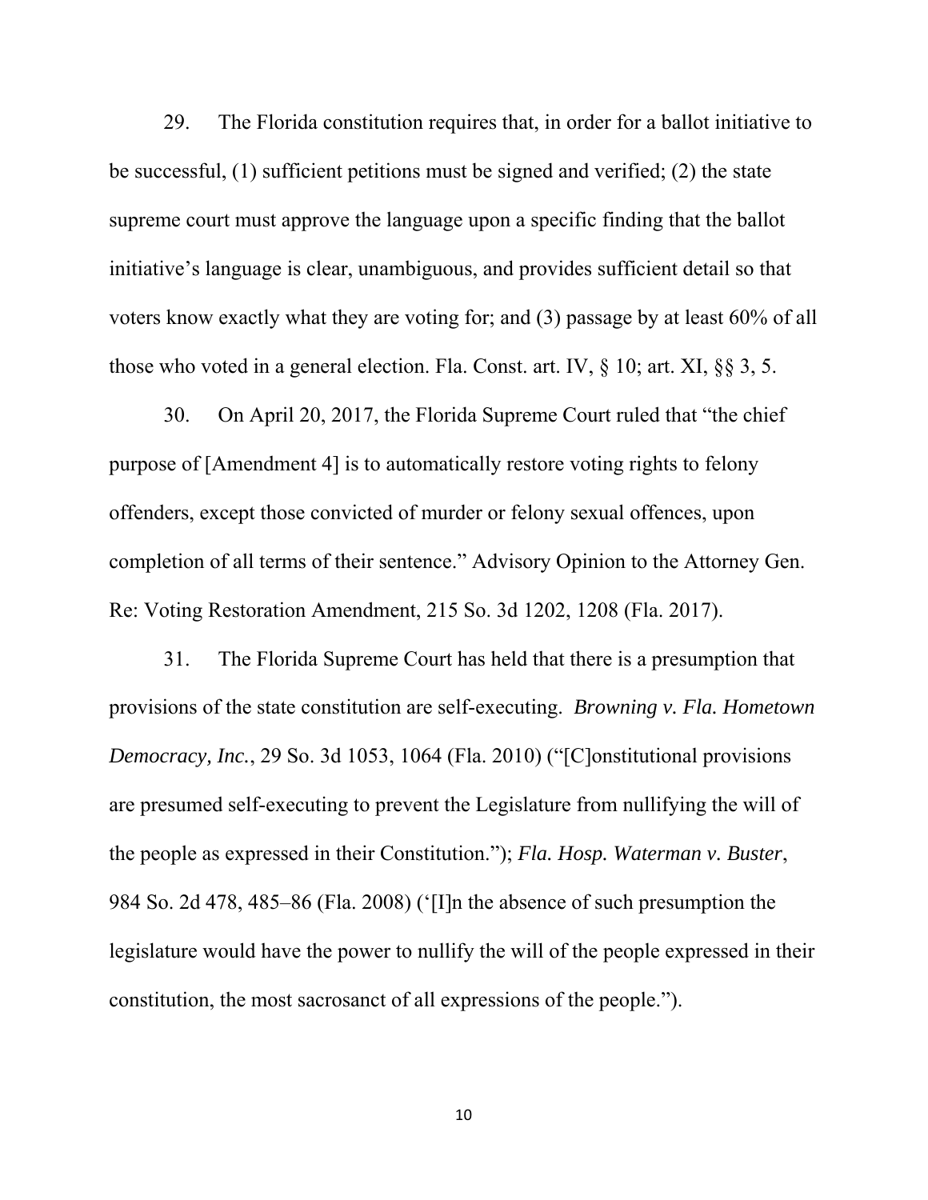29. The Florida constitution requires that, in order for a ballot initiative to be successful, (1) sufficient petitions must be signed and verified; (2) the state supreme court must approve the language upon a specific finding that the ballot initiative's language is clear, unambiguous, and provides sufficient detail so that voters know exactly what they are voting for; and (3) passage by at least 60% of all those who voted in a general election. Fla. Const. art. IV, § 10; art. XI, §§ 3, 5.

30. On April 20, 2017, the Florida Supreme Court ruled that "the chief purpose of [Amendment 4] is to automatically restore voting rights to felony offenders, except those convicted of murder or felony sexual offences, upon completion of all terms of their sentence." Advisory Opinion to the Attorney Gen. Re: Voting Restoration Amendment, 215 So. 3d 1202, 1208 (Fla. 2017).

31. The Florida Supreme Court has held that there is a presumption that provisions of the state constitution are self-executing. *Browning v. Fla. Hometown Democracy, Inc.*, 29 So. 3d 1053, 1064 (Fla. 2010) ("[C]onstitutional provisions are presumed self-executing to prevent the Legislature from nullifying the will of the people as expressed in their Constitution."); *Fla. Hosp. Waterman v. Buster*, 984 So. 2d 478, 485–86 (Fla. 2008) ('[I]n the absence of such presumption the legislature would have the power to nullify the will of the people expressed in their constitution, the most sacrosanct of all expressions of the people.").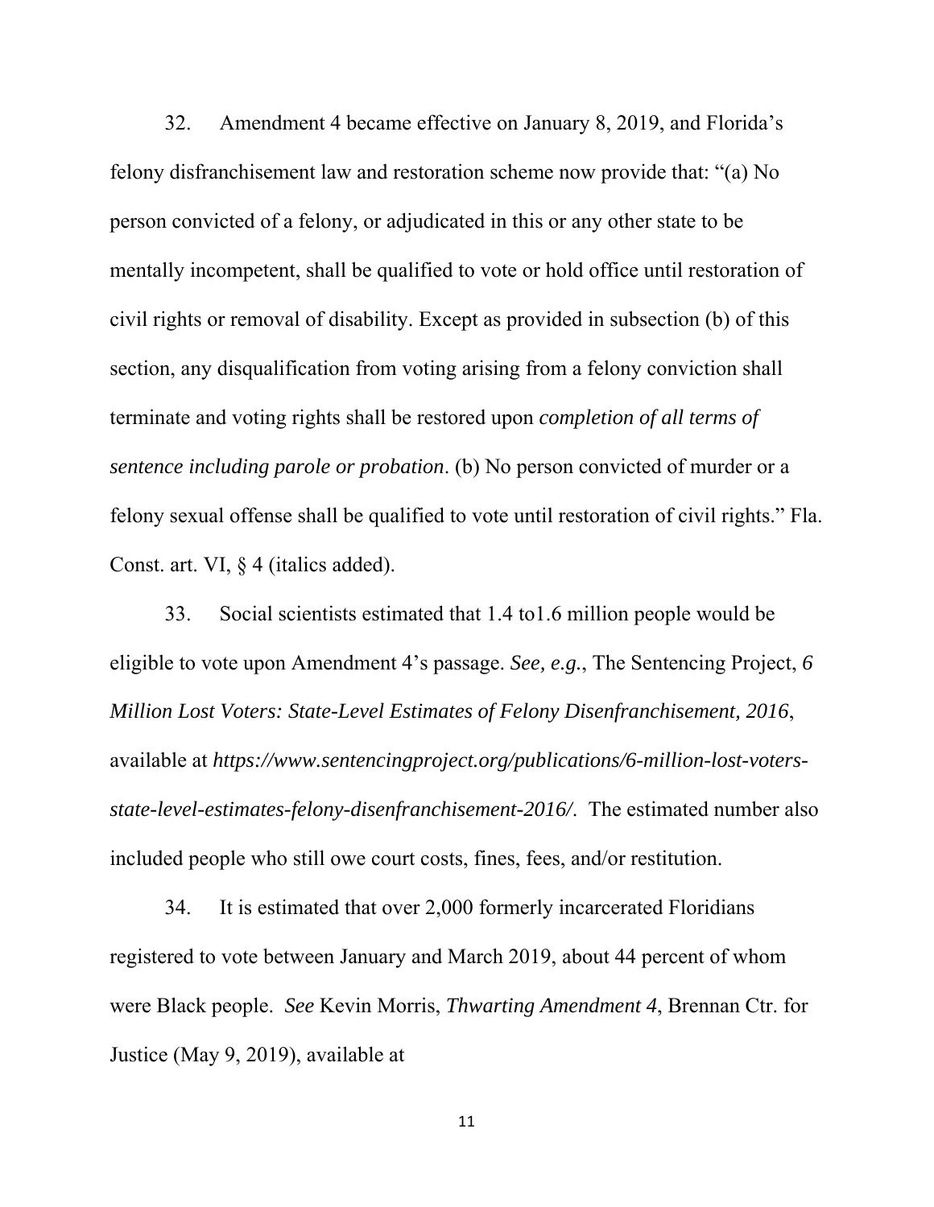32. Amendment 4 became effective on January 8, 2019, and Florida's felony disfranchisement law and restoration scheme now provide that: "(a) No person convicted of a felony, or adjudicated in this or any other state to be mentally incompetent, shall be qualified to vote or hold office until restoration of civil rights or removal of disability. Except as provided in subsection (b) of this section, any disqualification from voting arising from a felony conviction shall terminate and voting rights shall be restored upon *completion of all terms of sentence including parole or probation*. (b) No person convicted of murder or a felony sexual offense shall be qualified to vote until restoration of civil rights." Fla. Const. art. VI, § 4 (italics added).

33. Social scientists estimated that 1.4 to1.6 million people would be eligible to vote upon Amendment 4's passage. *See, e.g.*, The Sentencing Project, *6 Million Lost Voters: State-Level Estimates of Felony Disenfranchisement, 2016*, available at *https://www.sentencingproject.org/publications/6-million-lost-voters-state-level-estimates-felony-disenfranchisement-2016/*. The estimated number also included people who still owe court costs, fines, fees, and/or restitution.

34. It is estimated that over 2,000 formerly incarcerated Floridians registered to vote between January and March 2019, about 44 percent of whom were Black people. *See* Kevin Morris, *Thwarting Amendment 4*, Brennan Ctr. for Justice (May 9, 2019), available at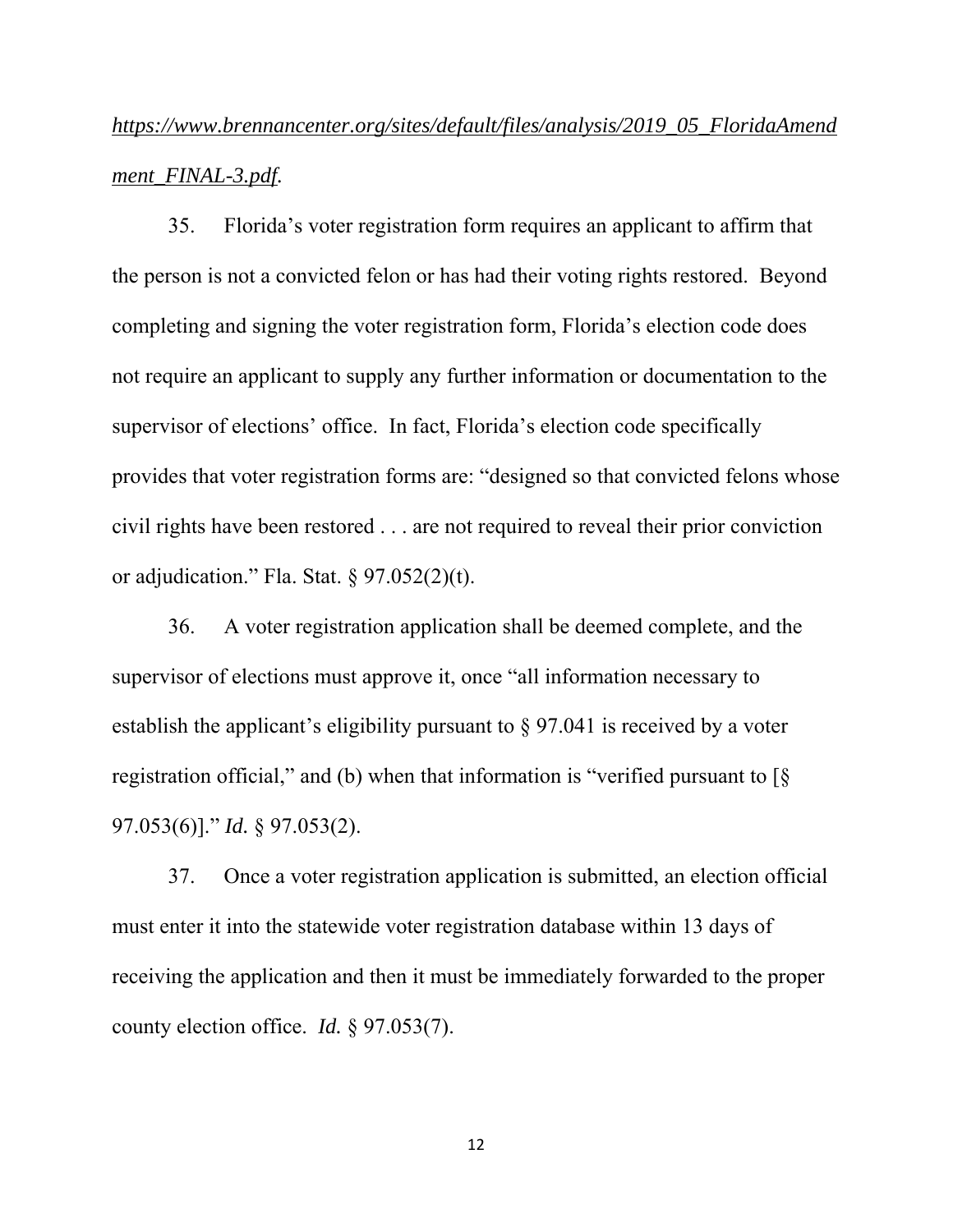*https://www.brennancenter.org/sites/default/files/analysis/2019_05_FloridaAmendment_FINAL-3.pdf*.

35. Florida's voter registration form requires an applicant to affirm that the person is not a convicted felon or has had their voting rights restored. Beyond completing and signing the voter registration form, Florida's election code does not require an applicant to supply any further information or documentation to the supervisor of elections' office. In fact, Florida's election code specifically provides that voter registration forms are: "designed so that convicted felons whose civil rights have been restored . . . are not required to reveal their prior conviction or adjudication." Fla. Stat. § 97.052(2)(t).

36. A voter registration application shall be deemed complete, and the supervisor of elections must approve it, once "all information necessary to establish the applicant's eligibility pursuant to § 97.041 is received by a voter registration official," and (b) when that information is "verified pursuant to [§ 97.053(6)]." *Id.* § 97.053(2).

37. Once a voter registration application is submitted, an election official must enter it into the statewide voter registration database within 13 days of receiving the application and then it must be immediately forwarded to the proper county election office. *Id.* § 97.053(7).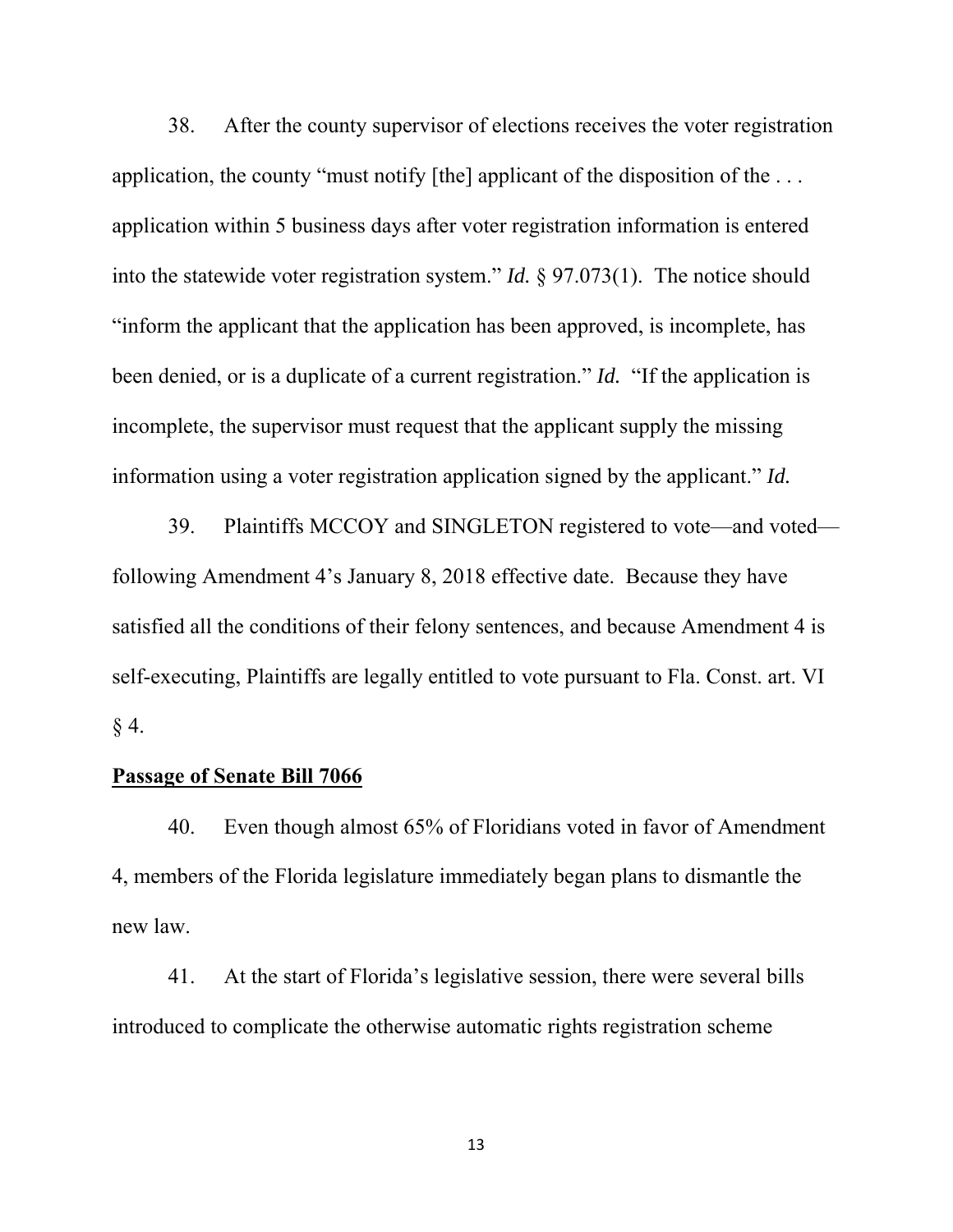38. After the county supervisor of elections receives the voter registration application, the county "must notify [the] applicant of the disposition of the . . . application within 5 business days after voter registration information is entered into the statewide voter registration system." *Id.* § 97.073(1). The notice should "inform the applicant that the application has been approved, is incomplete, has been denied, or is a duplicate of a current registration." *Id.* "If the application is incomplete, the supervisor must request that the applicant supply the missing information using a voter registration application signed by the applicant." *Id.*

39. Plaintiffs MCCOY and SINGLETON registered to vote—and voted—following Amendment 4's January 8, 2018 effective date. Because they have satisfied all the conditions of their felony sentences, and because Amendment 4 is self-executing, Plaintiffs are legally entitled to vote pursuant to Fla. Const. art. VI § 4.

**<u>Passage of Senate Bill 7066</u>**

40. Even though almost 65% of Floridians voted in favor of Amendment 4, members of the Florida legislature immediately began plans to dismantle the new law.

41. At the start of Florida's legislative session, there were several bills introduced to complicate the otherwise automatic rights registration scheme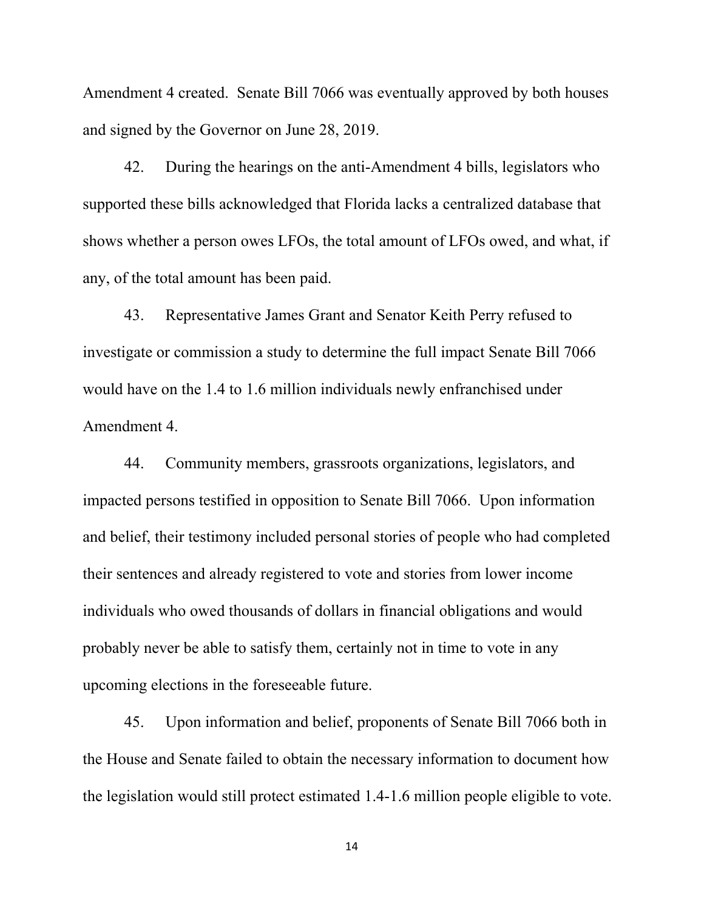Amendment 4 created. Senate Bill 7066 was eventually approved by both houses and signed by the Governor on June 28, 2019.

42. During the hearings on the anti-Amendment 4 bills, legislators who supported these bills acknowledged that Florida lacks a centralized database that shows whether a person owes LFOs, the total amount of LFOs owed, and what, if any, of the total amount has been paid.

43. Representative James Grant and Senator Keith Perry refused to investigate or commission a study to determine the full impact Senate Bill 7066 would have on the 1.4 to 1.6 million individuals newly enfranchised under Amendment 4.

44. Community members, grassroots organizations, legislators, and impacted persons testified in opposition to Senate Bill 7066. Upon information and belief, their testimony included personal stories of people who had completed their sentences and already registered to vote and stories from lower income individuals who owed thousands of dollars in financial obligations and would probably never be able to satisfy them, certainly not in time to vote in any upcoming elections in the foreseeable future.

45. Upon information and belief, proponents of Senate Bill 7066 both in the House and Senate failed to obtain the necessary information to document how the legislation would still protect estimated 1.4-1.6 million people eligible to vote.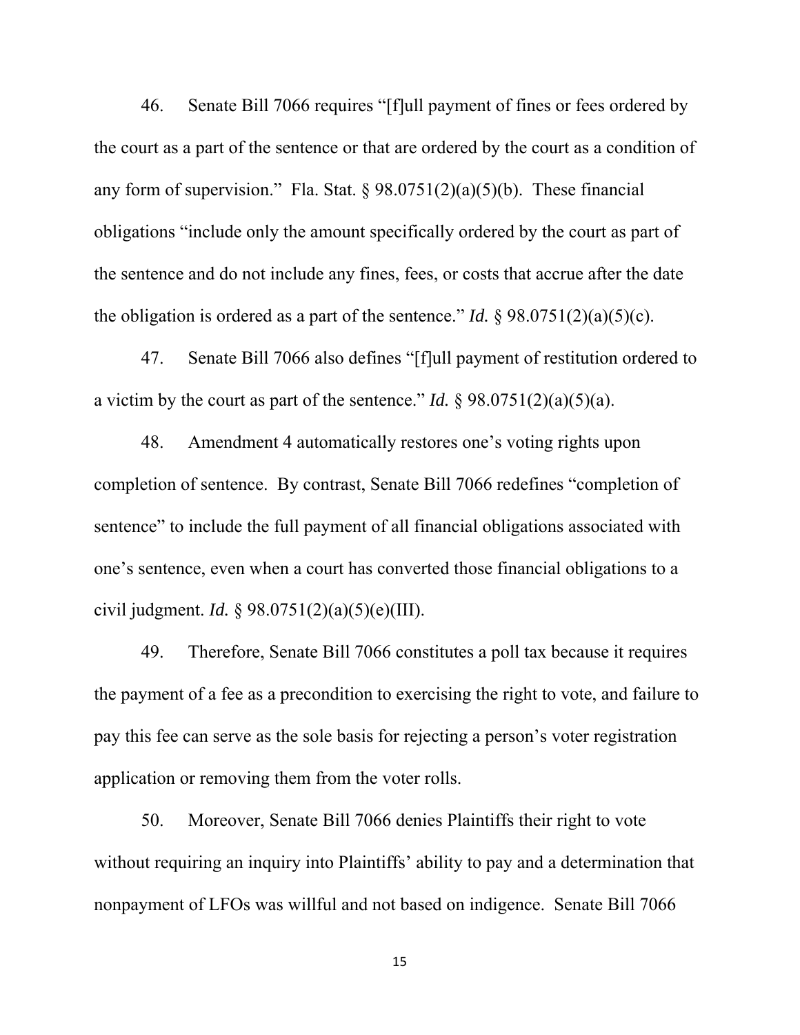46. Senate Bill 7066 requires "[f]ull payment of fines or fees ordered by the court as a part of the sentence or that are ordered by the court as a condition of any form of supervision." Fla. Stat. § 98.0751(2)(a)(5)(b). These financial obligations "include only the amount specifically ordered by the court as part of the sentence and do not include any fines, fees, or costs that accrue after the date the obligation is ordered as a part of the sentence." *Id.* § 98.0751(2)(a)(5)(c).

47. Senate Bill 7066 also defines "[f]ull payment of restitution ordered to a victim by the court as part of the sentence." *Id.* § 98.0751(2)(a)(5)(a).

48. Amendment 4 automatically restores one's voting rights upon completion of sentence. By contrast, Senate Bill 7066 redefines "completion of sentence" to include the full payment of all financial obligations associated with one's sentence, even when a court has converted those financial obligations to a civil judgment. *Id.* § 98.0751(2)(a)(5)(e)(III).

49. Therefore, Senate Bill 7066 constitutes a poll tax because it requires the payment of a fee as a precondition to exercising the right to vote, and failure to pay this fee can serve as the sole basis for rejecting a person's voter registration application or removing them from the voter rolls.

50. Moreover, Senate Bill 7066 denies Plaintiffs their right to vote without requiring an inquiry into Plaintiffs' ability to pay and a determination that nonpayment of LFOs was willful and not based on indigence. Senate Bill 7066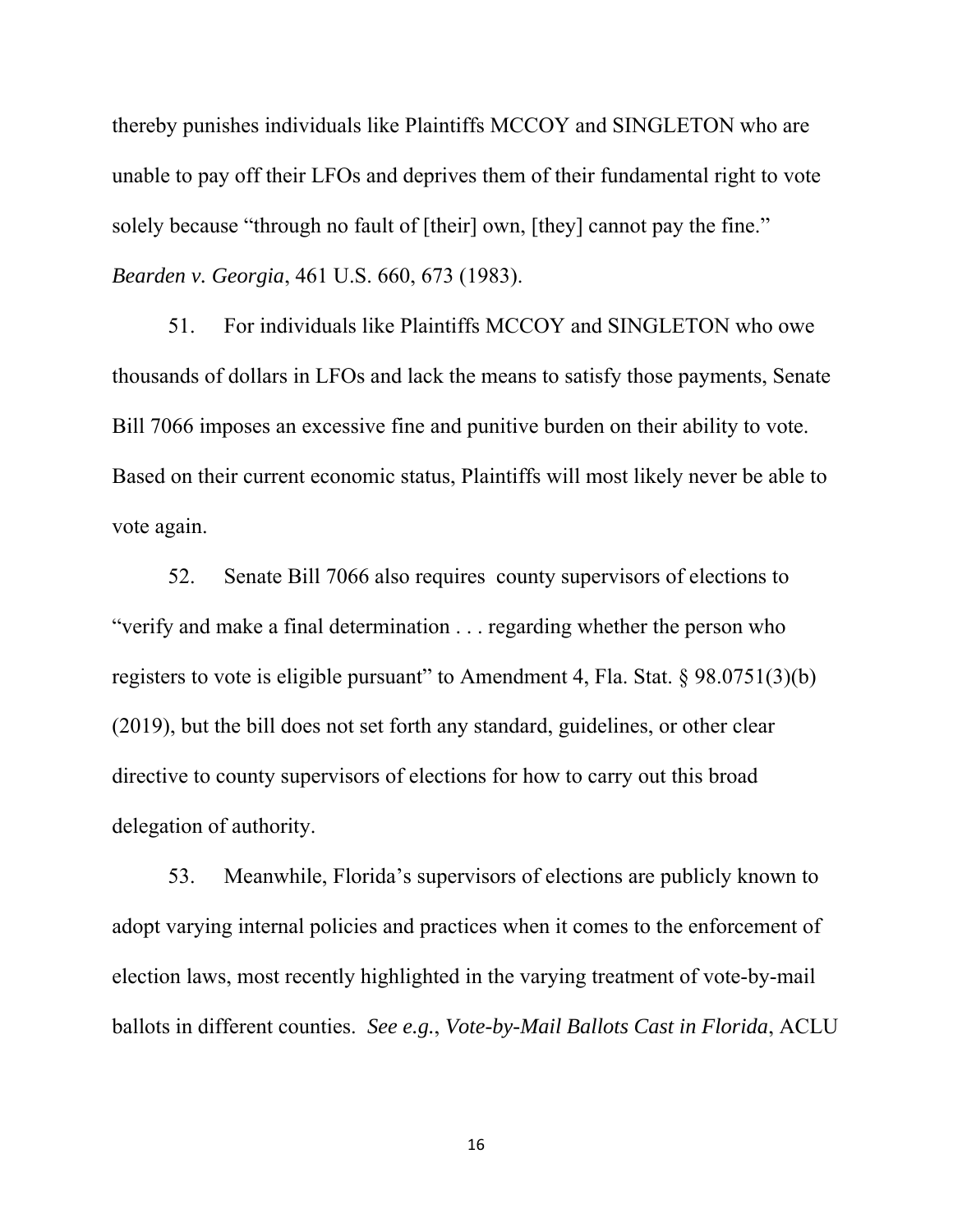thereby punishes individuals like Plaintiffs MCCOY and SINGLETON who are unable to pay off their LFOs and deprives them of their fundamental right to vote solely because "through no fault of [their] own, [they] cannot pay the fine." *Bearden v. Georgia*, 461 U.S. 660, 673 (1983).

51. For individuals like Plaintiffs MCCOY and SINGLETON who owe thousands of dollars in LFOs and lack the means to satisfy those payments, Senate Bill 7066 imposes an excessive fine and punitive burden on their ability to vote. Based on their current economic status, Plaintiffs will most likely never be able to vote again.

52. Senate Bill 7066 also requires county supervisors of elections to "verify and make a final determination . . . regarding whether the person who registers to vote is eligible pursuant" to Amendment 4, Fla. Stat. § 98.0751(3)(b) (2019), but the bill does not set forth any standard, guidelines, or other clear directive to county supervisors of elections for how to carry out this broad delegation of authority.

53. Meanwhile, Florida's supervisors of elections are publicly known to adopt varying internal policies and practices when it comes to the enforcement of election laws, most recently highlighted in the varying treatment of vote-by-mail ballots in different counties. *See e.g.*, *Vote-by-Mail Ballots Cast in Florida*, ACLU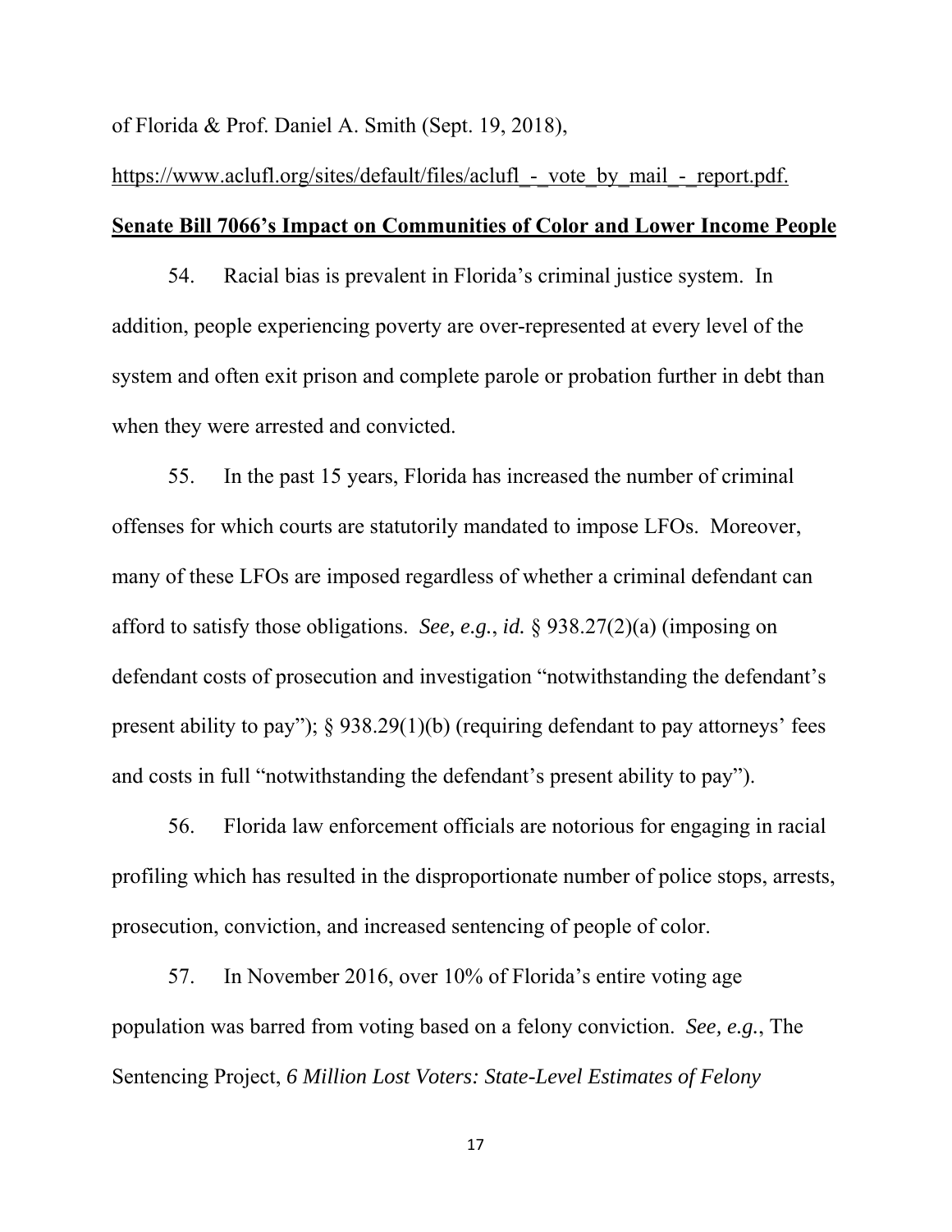of Florida & Prof. Daniel A. Smith (Sept. 19, 2018), https://www.aclufl.org/sites/default/files/aclufl_-_vote_by_mail_-_report.pdf.

**Senate Bill 7066's Impact on Communities of Color and Lower Income People**

54. Racial bias is prevalent in Florida's criminal justice system. In addition, people experiencing poverty are over-represented at every level of the system and often exit prison and complete parole or probation further in debt than when they were arrested and convicted.

55. In the past 15 years, Florida has increased the number of criminal offenses for which courts are statutorily mandated to impose LFOs. Moreover, many of these LFOs are imposed regardless of whether a criminal defendant can afford to satisfy those obligations. *See, e.g.*, *id.* § 938.27(2)(a) (imposing on defendant costs of prosecution and investigation "notwithstanding the defendant's present ability to pay"); § 938.29(1)(b) (requiring defendant to pay attorneys' fees and costs in full "notwithstanding the defendant's present ability to pay").

56. Florida law enforcement officials are notorious for engaging in racial profiling which has resulted in the disproportionate number of police stops, arrests, prosecution, conviction, and increased sentencing of people of color.

57. In November 2016, over 10% of Florida's entire voting age population was barred from voting based on a felony conviction. *See, e.g.*, The Sentencing Project, *6 Million Lost Voters: State-Level Estimates of Felony*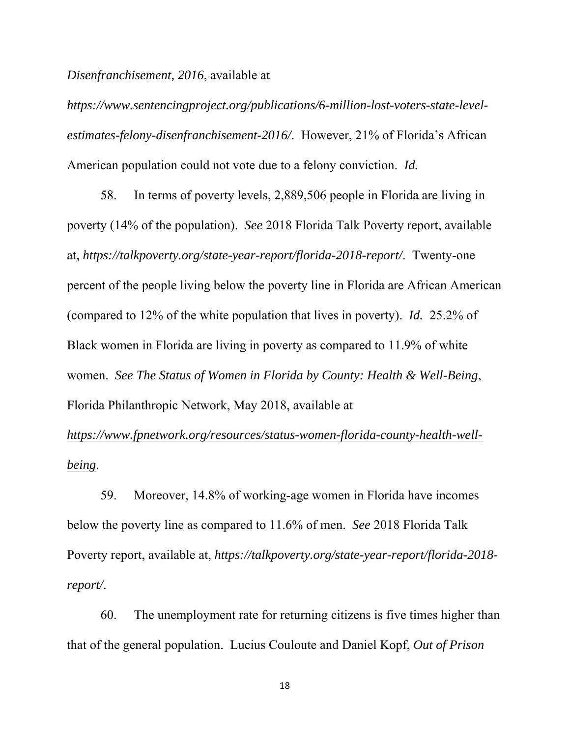*Disenfranchisement, 2016*, available at *https://www.sentencingproject.org/publications/6-million-lost-voters-state-level-estimates-felony-disenfranchisement-2016/*. However, 21% of Florida's African American population could not vote due to a felony conviction. *Id.*

58. In terms of poverty levels, 2,889,506 people in Florida are living in poverty (14% of the population). *See* 2018 Florida Talk Poverty report, available at, *https://talkpoverty.org/state-year-report/florida-2018-report/*. Twenty-one percent of the people living below the poverty line in Florida are African American (compared to 12% of the white population that lives in poverty). *Id.* 25.2% of Black women in Florida are living in poverty as compared to 11.9% of white women. *See The Status of Women in Florida by County: Health & Well-Being*, Florida Philanthropic Network, May 2018, available at *https://www.fpnetwork.org/resources/status-women-florida-county-health-well-being*.

59. Moreover, 14.8% of working-age women in Florida have incomes below the poverty line as compared to 11.6% of men. *See* 2018 Florida Talk Poverty report, available at, *https://talkpoverty.org/state-year-report/florida-2018-report/*.

60. The unemployment rate for returning citizens is five times higher than that of the general population. Lucius Couloute and Daniel Kopf, *Out of Prison*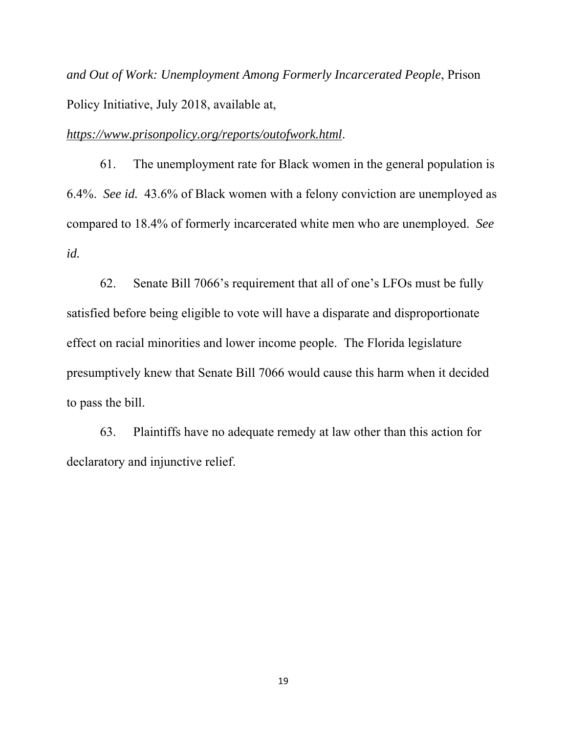*and Out of Work: Unemployment Among Formerly Incarcerated People*, Prison Policy Initiative, July 2018, available at, *https://www.prisonpolicy.org/reports/outofwork.html*.

61. The unemployment rate for Black women in the general population is 6.4%. *See id.* 43.6% of Black women with a felony conviction are unemployed as compared to 18.4% of formerly incarcerated white men who are unemployed. *See id.*

62. Senate Bill 7066's requirement that all of one's LFOs must be fully satisfied before being eligible to vote will have a disparate and disproportionate effect on racial minorities and lower income people. The Florida legislature presumptively knew that Senate Bill 7066 would cause this harm when it decided to pass the bill.

63. Plaintiffs have no adequate remedy at law other than this action for declaratory and injunctive relief.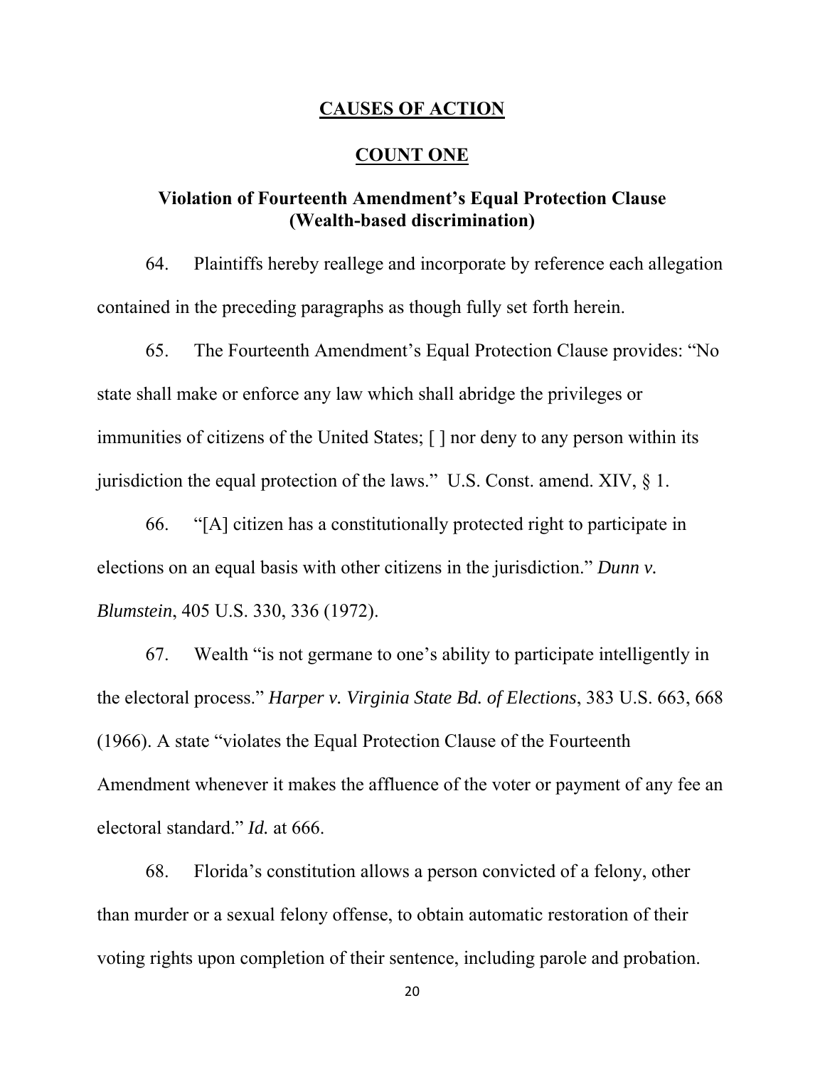## CAUSES OF ACTION

### COUNT ONE

### Violation of Fourteenth Amendment's Equal Protection Clause (Wealth-based discrimination)

64. Plaintiffs hereby reallege and incorporate by reference each allegation contained in the preceding paragraphs as though fully set forth herein.

65. The Fourteenth Amendment's Equal Protection Clause provides: "No state shall make or enforce any law which shall abridge the privileges or immunities of citizens of the United States; [ ] nor deny to any person within its jurisdiction the equal protection of the laws." U.S. Const. amend. XIV, § 1.

66. "[A] citizen has a constitutionally protected right to participate in elections on an equal basis with other citizens in the jurisdiction." *Dunn v. Blumstein*, 405 U.S. 330, 336 (1972).

67. Wealth "is not germane to one's ability to participate intelligently in the electoral process." *Harper v. Virginia State Bd. of Elections*, 383 U.S. 663, 668 (1966). A state "violates the Equal Protection Clause of the Fourteenth Amendment whenever it makes the affluence of the voter or payment of any fee an electoral standard." *Id.* at 666.

68. Florida's constitution allows a person convicted of a felony, other than murder or a sexual felony offense, to obtain automatic restoration of their voting rights upon completion of their sentence, including parole and probation.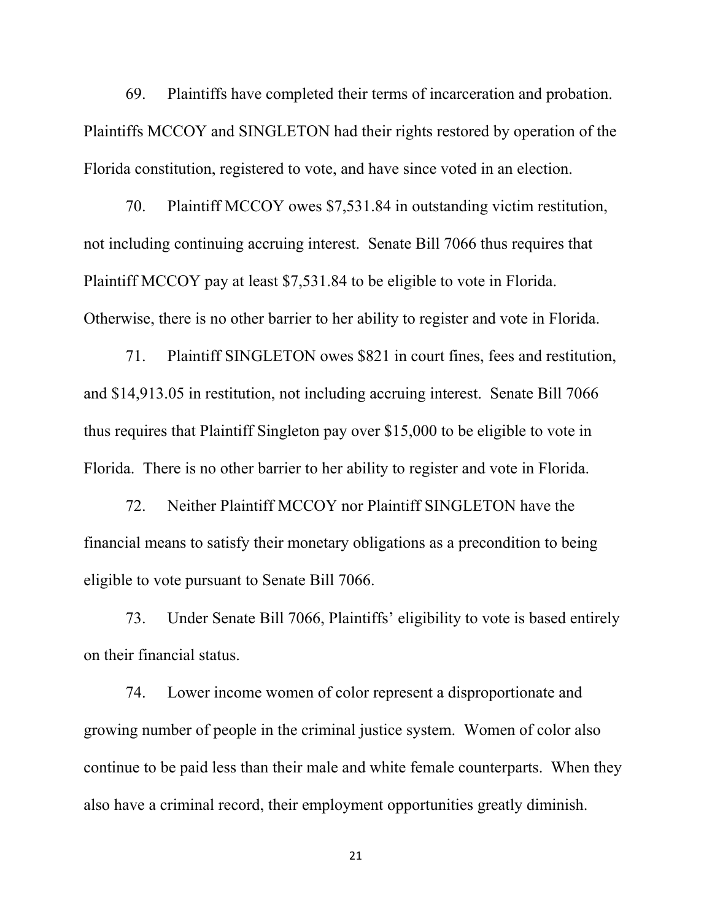69. Plaintiffs have completed their terms of incarceration and probation. Plaintiffs MCCOY and SINGLETON had their rights restored by operation of the Florida constitution, registered to vote, and have since voted in an election.

70. Plaintiff MCCOY owes $7,531.84 in outstanding victim restitution, not including continuing accruing interest. Senate Bill 7066 thus requires that Plaintiff MCCOY pay at least $7,531.84 to be eligible to vote in Florida. Otherwise, there is no other barrier to her ability to register and vote in Florida.

71. Plaintiff SINGLETON owes $821 in court fines, fees and restitution, and $14,913.05 in restitution, not including accruing interest. Senate Bill 7066 thus requires that Plaintiff Singleton pay over $15,000 to be eligible to vote in Florida. There is no other barrier to her ability to register and vote in Florida.

72. Neither Plaintiff MCCOY nor Plaintiff SINGLETON have the financial means to satisfy their monetary obligations as a precondition to being eligible to vote pursuant to Senate Bill 7066.

73. Under Senate Bill 7066, Plaintiffs' eligibility to vote is based entirely on their financial status.

74. Lower income women of color represent a disproportionate and growing number of people in the criminal justice system. Women of color also continue to be paid less than their male and white female counterparts. When they also have a criminal record, their employment opportunities greatly diminish.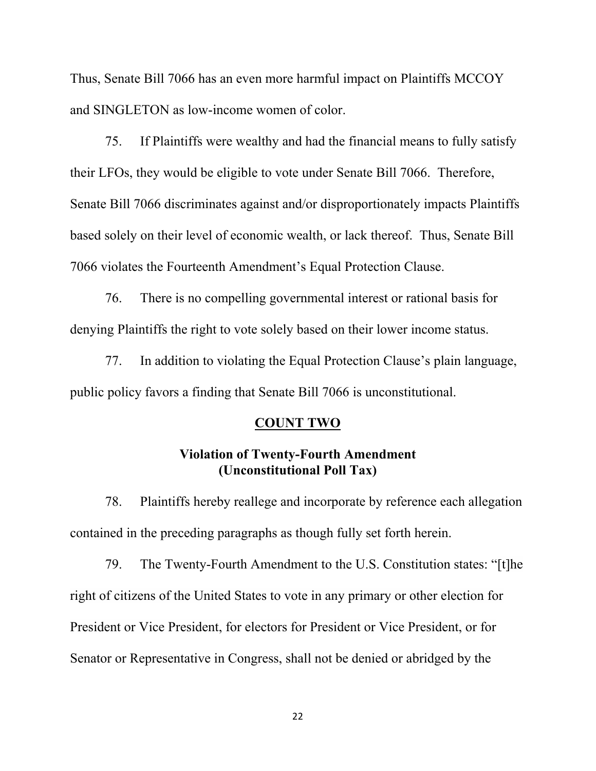Thus, Senate Bill 7066 has an even more harmful impact on Plaintiffs MCCOY and SINGLETON as low-income women of color.

75. If Plaintiffs were wealthy and had the financial means to fully satisfy their LFOs, they would be eligible to vote under Senate Bill 7066. Therefore, Senate Bill 7066 discriminates against and/or disproportionately impacts Plaintiffs based solely on their level of economic wealth, or lack thereof. Thus, Senate Bill 7066 violates the Fourteenth Amendment's Equal Protection Clause.

76. There is no compelling governmental interest or rational basis for denying Plaintiffs the right to vote solely based on their lower income status.

77. In addition to violating the Equal Protection Clause's plain language, public policy favors a finding that Senate Bill 7066 is unconstitutional.

## COUNT TWO

### Violation of Twenty-Fourth Amendment (Unconstitutional Poll Tax)

78. Plaintiffs hereby reallege and incorporate by reference each allegation contained in the preceding paragraphs as though fully set forth herein.

79. The Twenty-Fourth Amendment to the U.S. Constitution states: "[t]he right of citizens of the United States to vote in any primary or other election for President or Vice President, for electors for President or Vice President, or for Senator or Representative in Congress, shall not be denied or abridged by the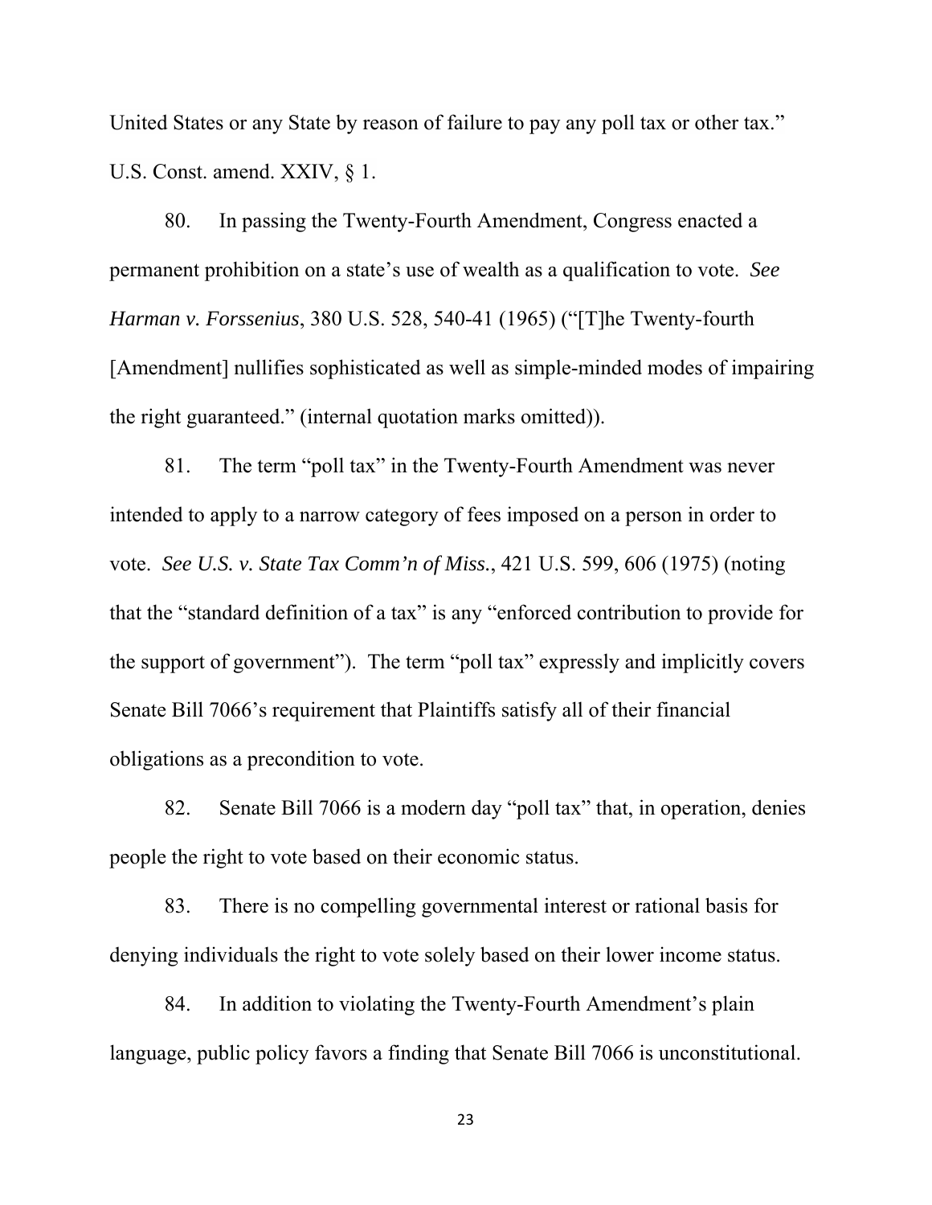United States or any State by reason of failure to pay any poll tax or other tax." U.S. Const. amend. XXIV, § 1.

80. In passing the Twenty-Fourth Amendment, Congress enacted a permanent prohibition on a state's use of wealth as a qualification to vote. *See Harman v. Forssenius*, 380 U.S. 528, 540-41 (1965) ("[T]he Twenty-fourth [Amendment] nullifies sophisticated as well as simple-minded modes of impairing the right guaranteed." (internal quotation marks omitted)).

81. The term "poll tax" in the Twenty-Fourth Amendment was never intended to apply to a narrow category of fees imposed on a person in order to vote. *See U.S. v. State Tax Comm'n of Miss.*, 421 U.S. 599, 606 (1975) (noting that the "standard definition of a tax" is any "enforced contribution to provide for the support of government"). The term "poll tax" expressly and implicitly covers Senate Bill 7066's requirement that Plaintiffs satisfy all of their financial obligations as a precondition to vote.

82. Senate Bill 7066 is a modern day "poll tax" that, in operation, denies people the right to vote based on their economic status.

83. There is no compelling governmental interest or rational basis for denying individuals the right to vote solely based on their lower income status.

84. In addition to violating the Twenty-Fourth Amendment's plain language, public policy favors a finding that Senate Bill 7066 is unconstitutional.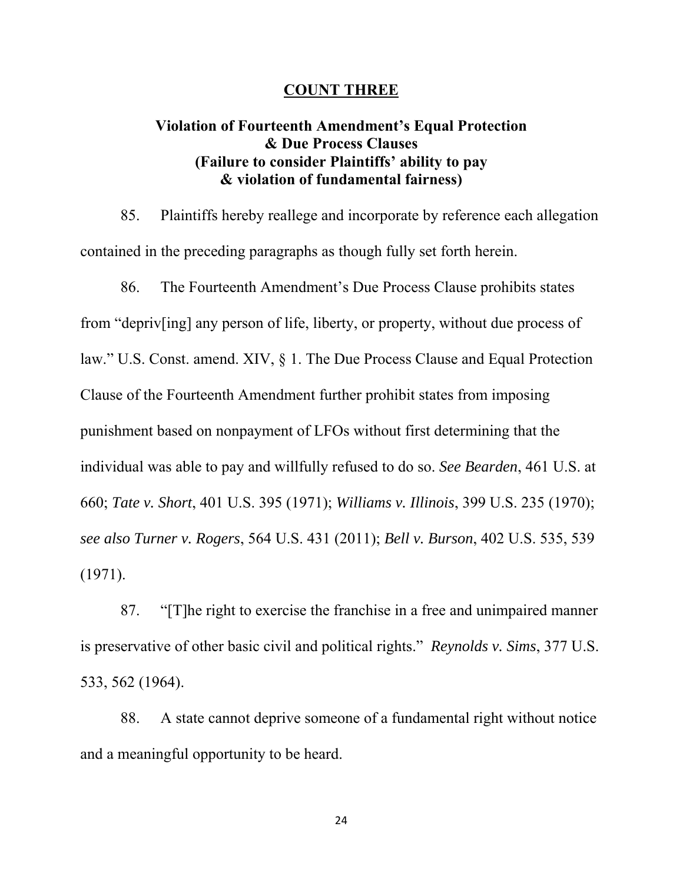## COUNT THREE

### Violation of Fourteenth Amendment's Equal Protection & Due Process Clauses (Failure to consider Plaintiffs' ability to pay & violation of fundamental fairness)

85. Plaintiffs hereby reallege and incorporate by reference each allegation contained in the preceding paragraphs as though fully set forth herein.

86. The Fourteenth Amendment's Due Process Clause prohibits states from "depriv[ing] any person of life, liberty, or property, without due process of law." U.S. Const. amend. XIV, § 1. The Due Process Clause and Equal Protection Clause of the Fourteenth Amendment further prohibit states from imposing punishment based on nonpayment of LFOs without first determining that the individual was able to pay and willfully refused to do so. *See Bearden*, 461 U.S. at 660; *Tate v. Short*, 401 U.S. 395 (1971); *Williams v. Illinois*, 399 U.S. 235 (1970); *see also Turner v. Rogers*, 564 U.S. 431 (2011); *Bell v. Burson*, 402 U.S. 535, 539 (1971).

87. "[T]he right to exercise the franchise in a free and unimpaired manner is preservative of other basic civil and political rights." *Reynolds v. Sims*, 377 U.S. 533, 562 (1964).

88. A state cannot deprive someone of a fundamental right without notice and a meaningful opportunity to be heard.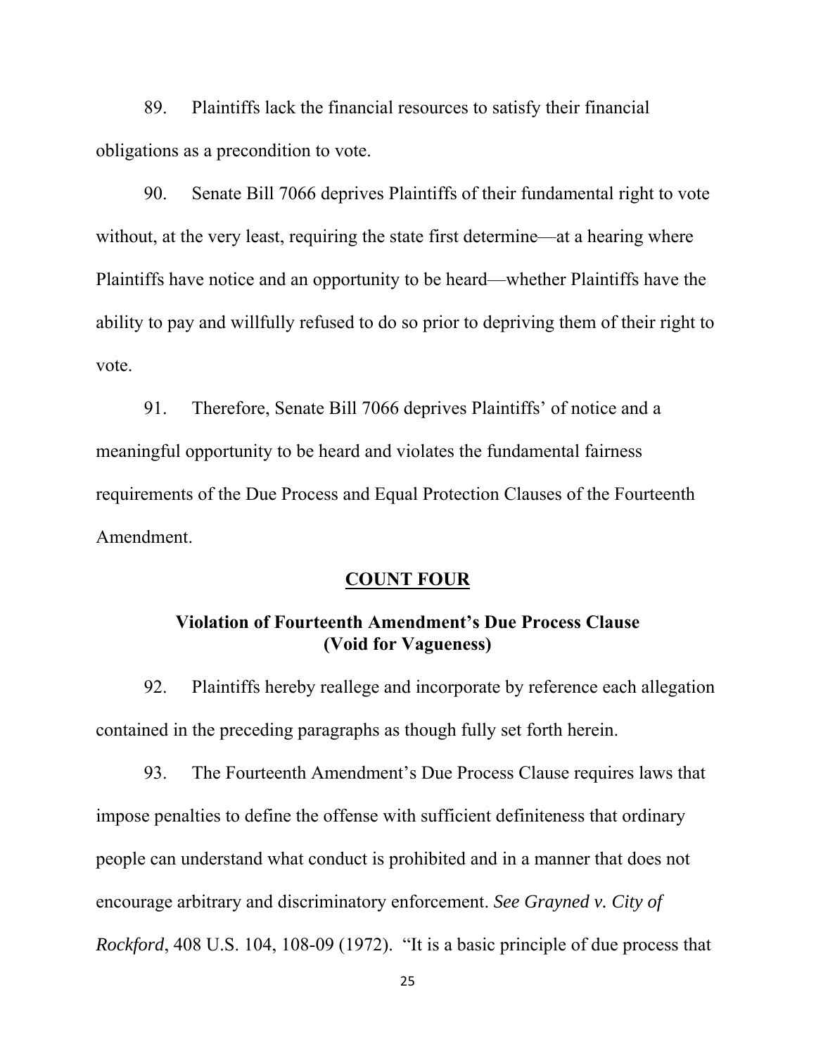89. Plaintiffs lack the financial resources to satisfy their financial obligations as a precondition to vote.

90. Senate Bill 7066 deprives Plaintiffs of their fundamental right to vote without, at the very least, requiring the state first determine—at a hearing where Plaintiffs have notice and an opportunity to be heard—whether Plaintiffs have the ability to pay and willfully refused to do so prior to depriving them of their right to vote.

91. Therefore, Senate Bill 7066 deprives Plaintiffs' of notice and a meaningful opportunity to be heard and violates the fundamental fairness requirements of the Due Process and Equal Protection Clauses of the Fourteenth Amendment.

## COUNT FOUR

### Violation of Fourteenth Amendment's Due Process Clause (Void for Vagueness)

92. Plaintiffs hereby reallege and incorporate by reference each allegation contained in the preceding paragraphs as though fully set forth herein.

93. The Fourteenth Amendment's Due Process Clause requires laws that impose penalties to define the offense with sufficient definiteness that ordinary people can understand what conduct is prohibited and in a manner that does not encourage arbitrary and discriminatory enforcement. *See Grayned v. City of Rockford*, 408 U.S. 104, 108-09 (1972). "It is a basic principle of due process that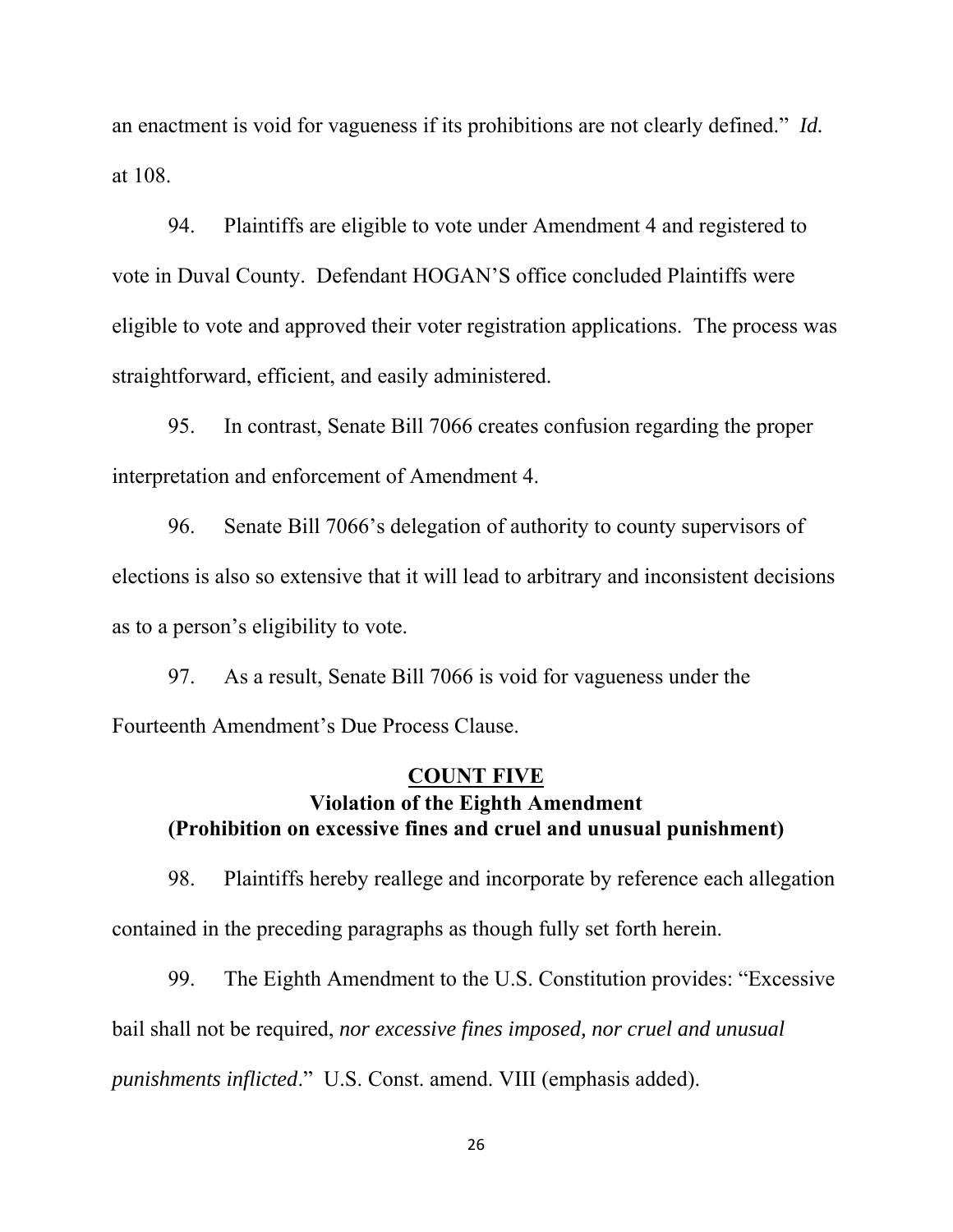an enactment is void for vagueness if its prohibitions are not clearly defined." *Id.* at 108.

94. Plaintiffs are eligible to vote under Amendment 4 and registered to vote in Duval County. Defendant HOGAN'S office concluded Plaintiffs were eligible to vote and approved their voter registration applications. The process was straightforward, efficient, and easily administered.

95. In contrast, Senate Bill 7066 creates confusion regarding the proper interpretation and enforcement of Amendment 4.

96. Senate Bill 7066's delegation of authority to county supervisors of elections is also so extensive that it will lead to arbitrary and inconsistent decisions as to a person's eligibility to vote.

97. As a result, Senate Bill 7066 is void for vagueness under the Fourteenth Amendment's Due Process Clause.

## COUNT FIVE
### Violation of the Eighth Amendment
### (Prohibition on excessive fines and cruel and unusual punishment)

98. Plaintiffs hereby reallege and incorporate by reference each allegation contained in the preceding paragraphs as though fully set forth herein.

99. The Eighth Amendment to the U.S. Constitution provides: "Excessive bail shall not be required, *nor excessive fines imposed, nor cruel and unusual punishments inflicted*." U.S. Const. amend. VIII (emphasis added).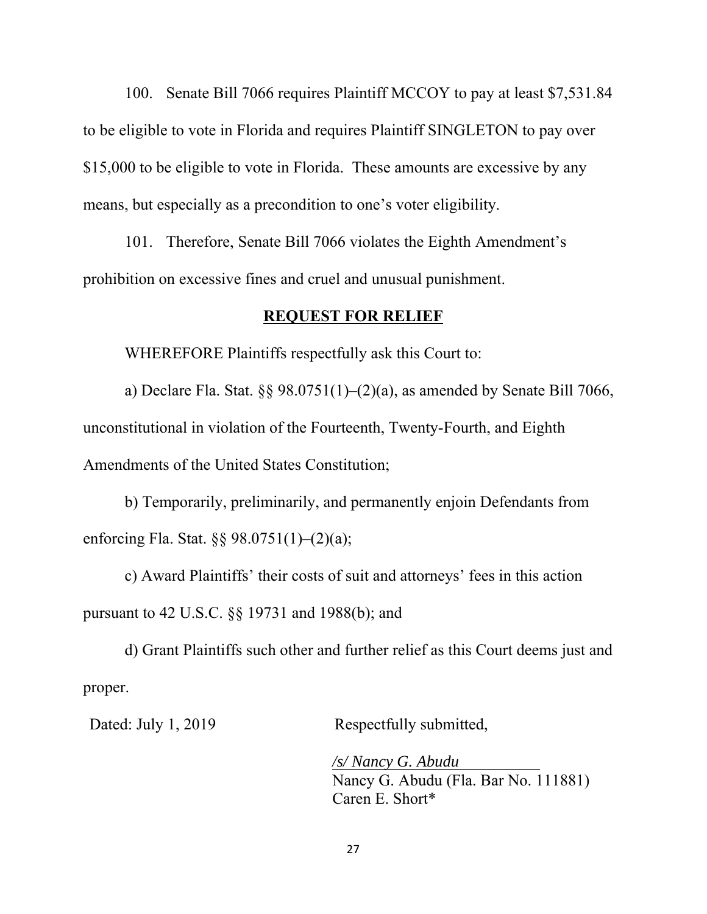100. Senate Bill 7066 requires Plaintiff MCCOY to pay at least $7,531.84 to be eligible to vote in Florida and requires Plaintiff SINGLETON to pay over $15,000 to be eligible to vote in Florida. These amounts are excessive by any means, but especially as a precondition to one's voter eligibility.

101. Therefore, Senate Bill 7066 violates the Eighth Amendment's prohibition on excessive fines and cruel and unusual punishment.

## **REQUEST FOR RELIEF**

WHEREFORE Plaintiffs respectfully ask this Court to:

a) Declare Fla. Stat. §§ 98.0751(1)–(2)(a), as amended by Senate Bill 7066, unconstitutional in violation of the Fourteenth, Twenty-Fourth, and Eighth Amendments of the United States Constitution;

b) Temporarily, preliminarily, and permanently enjoin Defendants from enforcing Fla. Stat. §§ 98.0751(1)–(2)(a);

c) Award Plaintiffs' their costs of suit and attorneys' fees in this action pursuant to 42 U.S.C. §§ 19731 and 1988(b); and

d) Grant Plaintiffs such other and further relief as this Court deems just and proper.

Dated: July 1, 2019

Respectfully submitted,

*/s/ Nancy G. Abudu*
Nancy G. Abudu (Fla. Bar No. 111881)
Caren E. Short*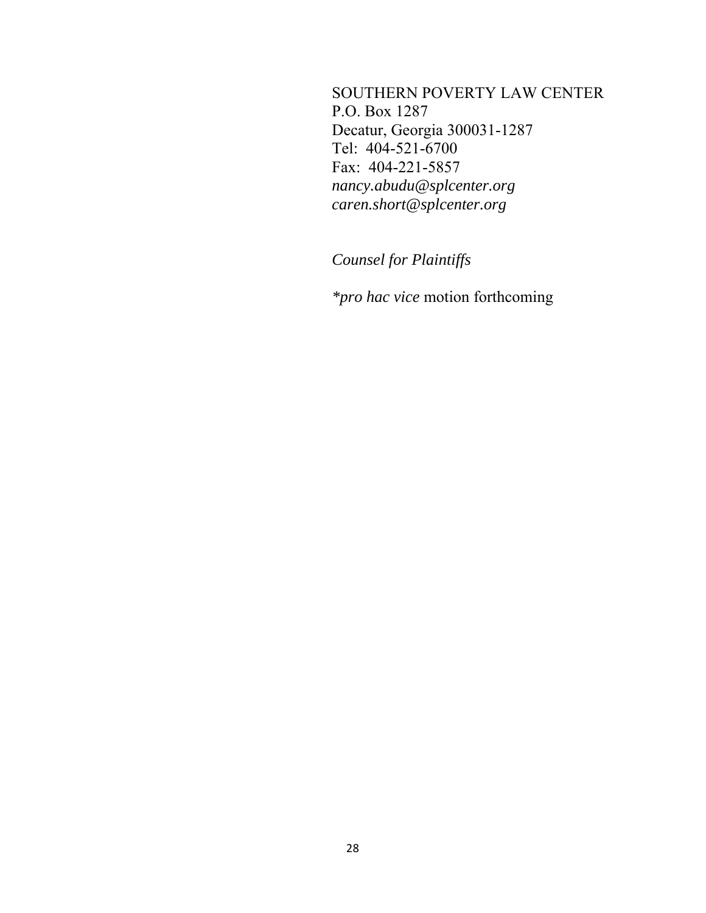SOUTHERN POVERTY LAW CENTER
P.O. Box 1287
Decatur, Georgia 300031-1287
Tel: 404-521-6700
Fax: 404-221-5857
*nancy.abudu@splcenter.org*
*caren.short@splcenter.org*

*Counsel for Plaintiffs*

**pro hac vice* motion forthcoming